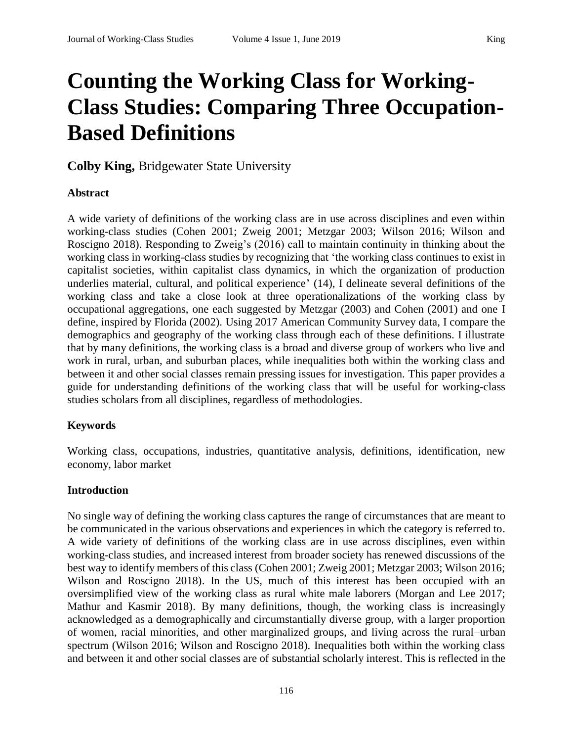# Counting the Working Class for Working-Class Studies: Comparing Three Occupation-Based Definitions

**Colby King,** Bridgewater State University

### Abstract

A wide variety of definitions of the working class are in use across disciplines and even within working-class studies (Cohen 2001; Zweig 2001; Metzgar 2003; Wilson 2016; Wilson and Roscigno 2018). Responding to Zweig's (2016) call to maintain continuity in thinking about the working class in working-class studies by recognizing that 'the working class continues to exist in capitalist societies, within capitalist class dynamics, in which the organization of production underlies material, cultural, and political experience' (14), I delineate several definitions of the working class and take a close look at three operationalizations of the working class by occupational aggregations, one each suggested by Metzgar (2003) and Cohen (2001) and one I define, inspired by Florida (2002). Using 2017 American Community Survey data, I compare the demographics and geography of the working class through each of these definitions. I illustrate that by many definitions, the working class is a broad and diverse group of workers who live and work in rural, urban, and suburban places, while inequalities both within the working class and between it and other social classes remain pressing issues for investigation. This paper provides a guide for understanding definitions of the working class that will be useful for working-class studies scholars from all disciplines, regardless of methodologies.

### Keywords

Working class, occupations, industries, quantitative analysis, definitions, identification, new economy, labor market

### Introduction

No single way of defining the working class captures the range of circumstances that are meant to be communicated in the various observations and experiences in which the category is referred to. A wide variety of definitions of the working class are in use across disciplines, even within working-class studies, and increased interest from broader society has renewed discussions of the best way to identify members of this class (Cohen 2001; Zweig 2001; Metzgar 2003; Wilson 2016; Wilson and Roscigno 2018). In the US, much of this interest has been occupied with an oversimplified view of the working class as rural white male laborers (Morgan and Lee 2017; Mathur and Kasmir 2018). By many definitions, though, the working class is increasingly acknowledged as a demographically and circumstantially diverse group, with a larger proportion of women, racial minorities, and other marginalized groups, and living across the rural–urban spectrum (Wilson 2016; Wilson and Roscigno 2018). Inequalities both within the working class and between it and other social classes are of substantial scholarly interest. This is reflected in the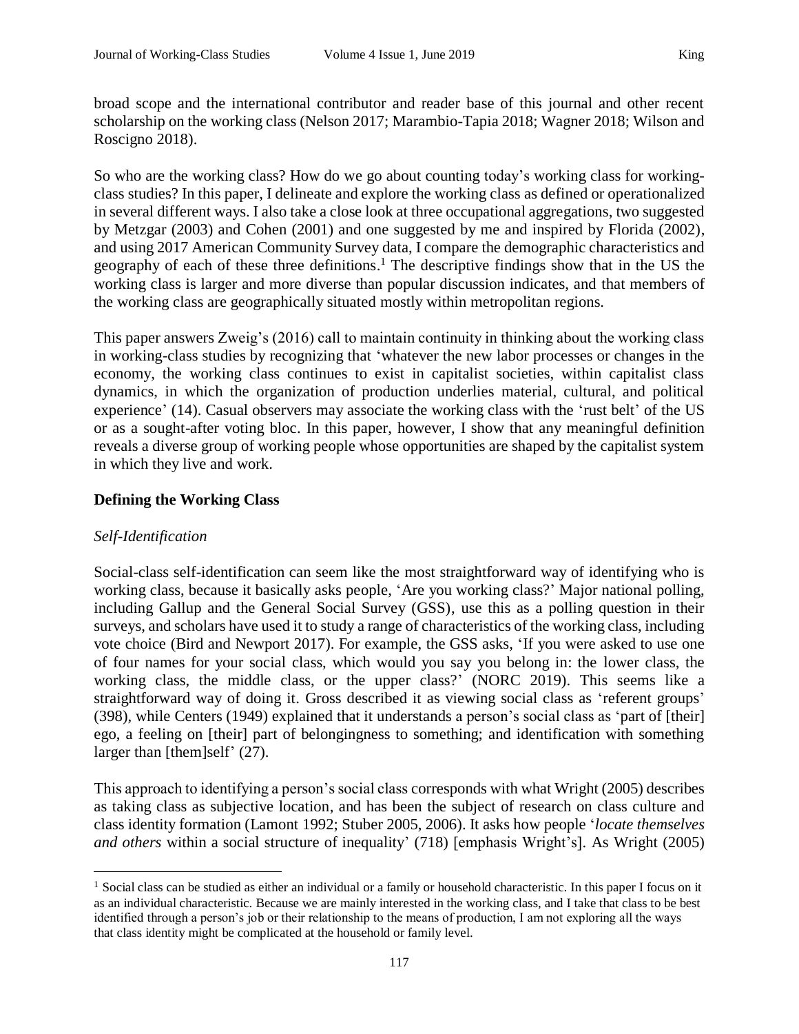broad scope and the international contributor and reader base of this journal and other recent scholarship on the working class (Nelson 2017; Marambio-Tapia 2018; Wagner 2018; Wilson and Roscigno 2018).

So who are the working class? How do we go about counting today's working class for working-class studies? In this paper, I delineate and explore the working class as defined or operationalized in several different ways. I also take a close look at three occupational aggregations, two suggested by Metzgar (2003) and Cohen (2001) and one suggested by me and inspired by Florida (2002), and using 2017 American Community Survey data, I compare the demographic characteristics and geography of each of these three definitions.[1] The descriptive findings show that in the US the working class is larger and more diverse than popular discussion indicates, and that members of the working class are geographically situated mostly within metropolitan regions.

This paper answers Zweig's (2016) call to maintain continuity in thinking about the working class in working-class studies by recognizing that 'whatever the new labor processes or changes in the economy, the working class continues to exist in capitalist societies, within capitalist class dynamics, in which the organization of production underlies material, cultural, and political experience' (14). Casual observers may associate the working class with the 'rust belt' of the US or as a sought-after voting bloc. In this paper, however, I show that any meaningful definition reveals a diverse group of working people whose opportunities are shaped by the capitalist system in which they live and work.

## Defining the Working Class

### *Self-Identification*

Social-class self-identification can seem like the most straightforward way of identifying who is working class, because it basically asks people, 'Are you working class?' Major national polling, including Gallup and the General Social Survey (GSS), use this as a polling question in their surveys, and scholars have used it to study a range of characteristics of the working class, including vote choice (Bird and Newport 2017). For example, the GSS asks, 'If you were asked to use one of four names for your social class, which would you say you belong in: the lower class, the working class, the middle class, or the upper class?' (NORC 2019). This seems like a straightforward way of doing it. Gross described it as viewing social class as 'referent groups' (398), while Centers (1949) explained that it understands a person's social class as 'part of [their] ego, a feeling on [their] part of belongingness to something; and identification with something larger than [them]self' (27).

This approach to identifying a person's social class corresponds with what Wright (2005) describes as taking class as subjective location, and has been the subject of research on class culture and class identity formation (Lamont 1992; Stuber 2005, 2006). It asks how people '*locate themselves and others* within a social structure of inequality' (718) [emphasis Wright's]. As Wright (2005)

[1] Social class can be studied as either an individual or a family or household characteristic. In this paper I focus on it as an individual characteristic. Because we are mainly interested in the working class, and I take that class to be best identified through a person's job or their relationship to the means of production, I am not exploring all the ways that class identity might be complicated at the household or family level.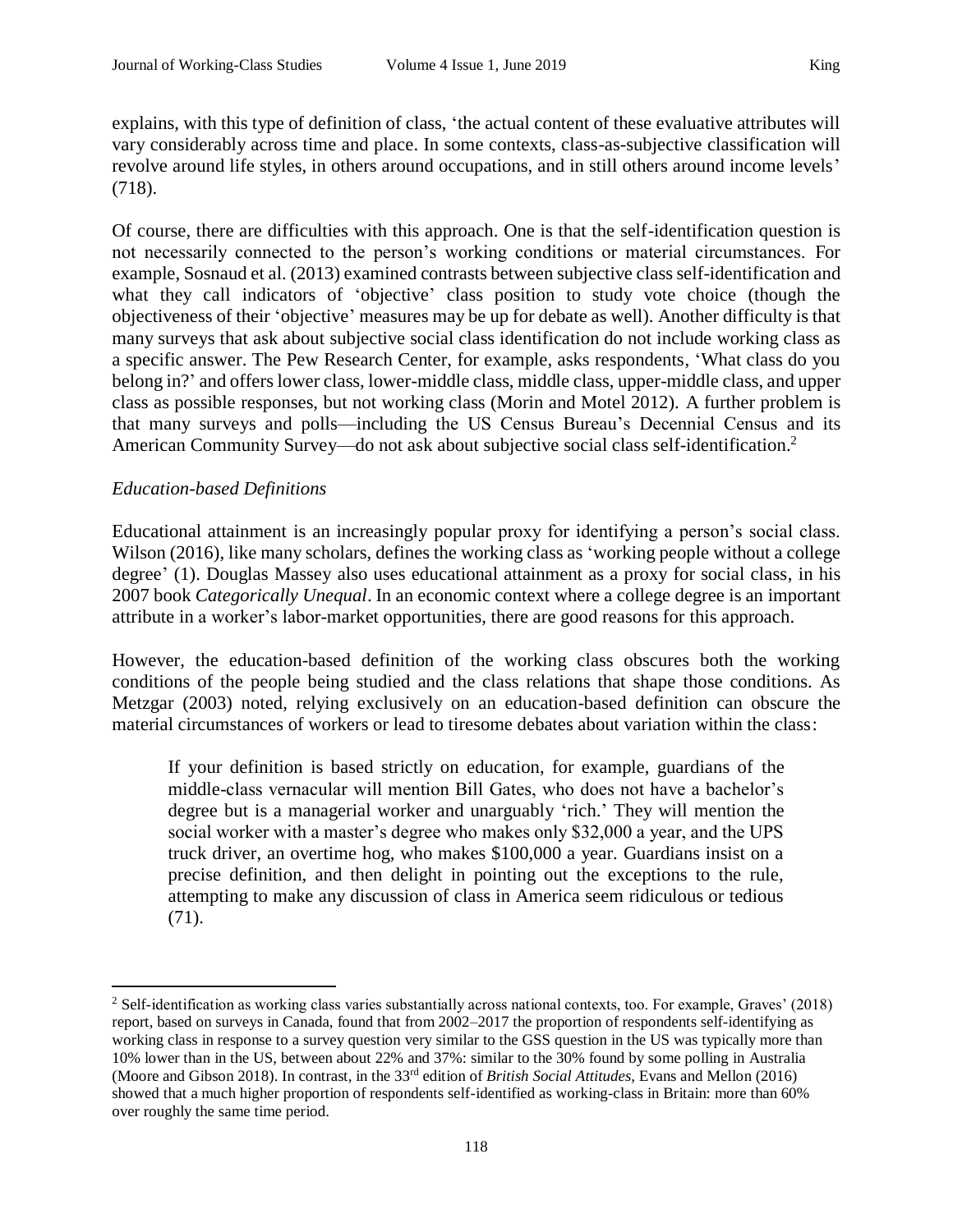explains, with this type of definition of class, 'the actual content of these evaluative attributes will vary considerably across time and place. In some contexts, class-as-subjective classification will revolve around life styles, in others around occupations, and in still others around income levels' (718).

Of course, there are difficulties with this approach. One is that the self-identification question is not necessarily connected to the person's working conditions or material circumstances. For example, Sosnaud et al. (2013) examined contrasts between subjective class self-identification and what they call indicators of 'objective' class position to study vote choice (though the objectiveness of their 'objective' measures may be up for debate as well). Another difficulty is that many surveys that ask about subjective social class identification do not include working class as a specific answer. The Pew Research Center, for example, asks respondents, 'What class do you belong in?' and offers lower class, lower-middle class, middle class, upper-middle class, and upper class as possible responses, but not working class (Morin and Motel 2012). A further problem is that many surveys and polls—including the US Census Bureau's Decennial Census and its American Community Survey—do not ask about subjective social class self-identification.[2]

### *Education-based Definitions*

Educational attainment is an increasingly popular proxy for identifying a person's social class. Wilson (2016), like many scholars, defines the working class as 'working people without a college degree' (1). Douglas Massey also uses educational attainment as a proxy for social class, in his 2007 book *Categorically Unequal*. In an economic context where a college degree is an important attribute in a worker's labor-market opportunities, there are good reasons for this approach.

However, the education-based definition of the working class obscures both the working conditions of the people being studied and the class relations that shape those conditions. As Metzgar (2003) noted, relying exclusively on an education-based definition can obscure the material circumstances of workers or lead to tiresome debates about variation within the class:

> If your definition is based strictly on education, for example, guardians of the middle-class vernacular will mention Bill Gates, who does not have a bachelor's degree but is a managerial worker and unarguably 'rich.' They will mention the social worker with a master's degree who makes only $32,000 a year, and the UPS truck driver, an overtime hog, who makes $100,000 a year. Guardians insist on a precise definition, and then delight in pointing out the exceptions to the rule, attempting to make any discussion of class in America seem ridiculous or tedious (71).

---

[2] Self-identification as working class varies substantially across national contexts, too. For example, Graves' (2018) report, based on surveys in Canada, found that from 2002–2017 the proportion of respondents self-identifying as working class in response to a survey question very similar to the GSS question in the US was typically more than 10% lower than in the US, between about 22% and 37%: similar to the 30% found by some polling in Australia (Moore and Gibson 2018). In contrast, in the 33rd edition of *British Social Attitudes*, Evans and Mellon (2016) showed that a much higher proportion of respondents self-identified as working-class in Britain: more than 60% over roughly the same time period.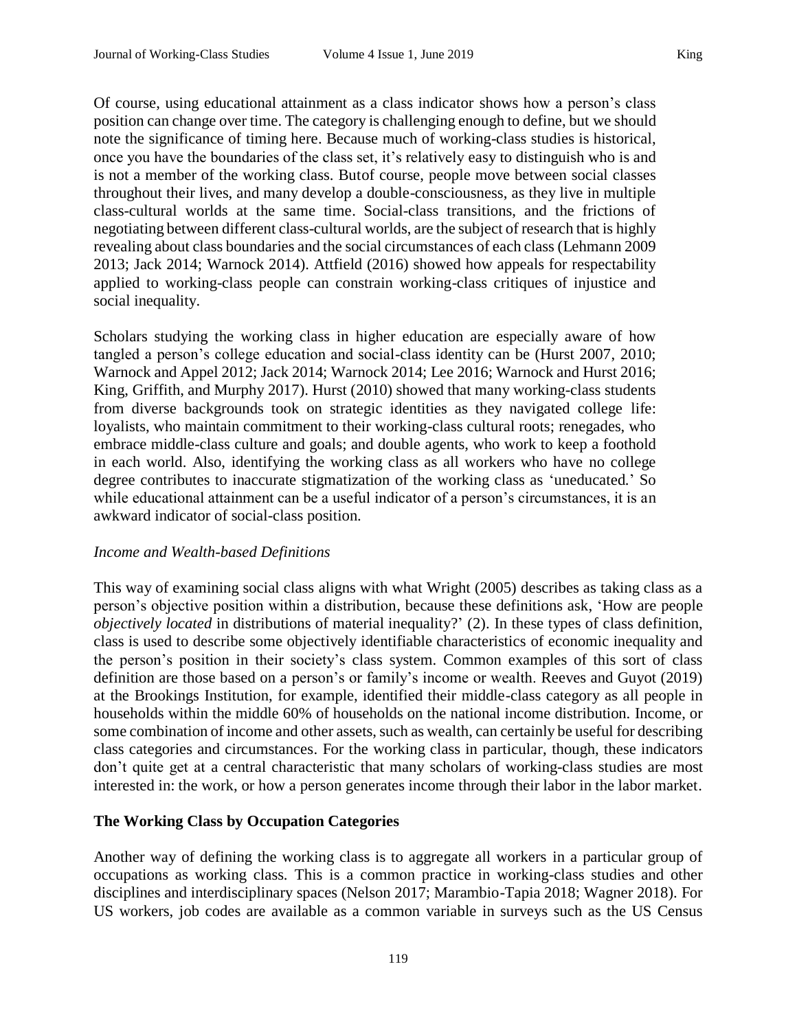Of course, using educational attainment as a class indicator shows how a person's class position can change over time. The category is challenging enough to define, but we should note the significance of timing here. Because much of working-class studies is historical, once you have the boundaries of the class set, it's relatively easy to distinguish who is and is not a member of the working class. Butof course, people move between social classes throughout their lives, and many develop a double-consciousness, as they live in multiple class-cultural worlds at the same time. Social-class transitions, and the frictions of negotiating between different class-cultural worlds, are the subject of research that is highly revealing about class boundaries and the social circumstances of each class (Lehmann 2009 2013; Jack 2014; Warnock 2014). Attfield (2016) showed how appeals for respectability applied to working-class people can constrain working-class critiques of injustice and social inequality.

Scholars studying the working class in higher education are especially aware of how tangled a person's college education and social-class identity can be (Hurst 2007, 2010; Warnock and Appel 2012; Jack 2014; Warnock 2014; Lee 2016; Warnock and Hurst 2016; King, Griffith, and Murphy 2017). Hurst (2010) showed that many working-class students from diverse backgrounds took on strategic identities as they navigated college life: loyalists, who maintain commitment to their working-class cultural roots; renegades, who embrace middle-class culture and goals; and double agents, who work to keep a foothold in each world. Also, identifying the working class as all workers who have no college degree contributes to inaccurate stigmatization of the working class as 'uneducated.' So while educational attainment can be a useful indicator of a person's circumstances, it is an awkward indicator of social-class position.

*Income and Wealth-based Definitions*

This way of examining social class aligns with what Wright (2005) describes as taking class as a person's objective position within a distribution, because these definitions ask, 'How are people *objectively located* in distributions of material inequality?' (2). In these types of class definition, class is used to describe some objectively identifiable characteristics of economic inequality and the person's position in their society's class system. Common examples of this sort of class definition are those based on a person's or family's income or wealth. Reeves and Guyot (2019) at the Brookings Institution, for example, identified their middle-class category as all people in households within the middle 60% of households on the national income distribution. Income, or some combination of income and other assets, such as wealth, can certainly be useful for describing class categories and circumstances. For the working class in particular, though, these indicators don't quite get at a central characteristic that many scholars of working-class studies are most interested in: the work, or how a person generates income through their labor in the labor market.

## The Working Class by Occupation Categories

Another way of defining the working class is to aggregate all workers in a particular group of occupations as working class. This is a common practice in working-class studies and other disciplines and interdisciplinary spaces (Nelson 2017; Marambio-Tapia 2018; Wagner 2018). For US workers, job codes are available as a common variable in surveys such as the US Census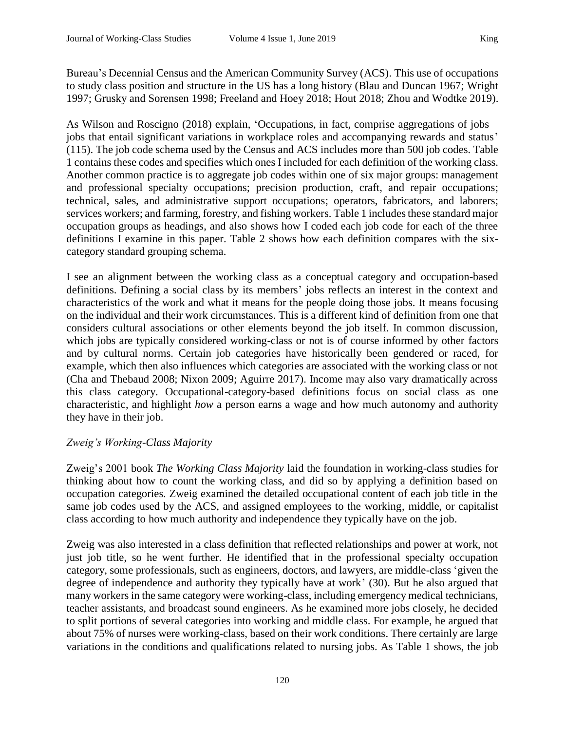Bureau's Decennial Census and the American Community Survey (ACS). This use of occupations to study class position and structure in the US has a long history (Blau and Duncan 1967; Wright 1997; Grusky and Sorensen 1998; Freeland and Hoey 2018; Hout 2018; Zhou and Wodtke 2019).

As Wilson and Roscigno (2018) explain, 'Occupations, in fact, comprise aggregations of jobs – jobs that entail significant variations in workplace roles and accompanying rewards and status' (115). The job code schema used by the Census and ACS includes more than 500 job codes. Table 1 contains these codes and specifies which ones I included for each definition of the working class. Another common practice is to aggregate job codes within one of six major groups: management and professional specialty occupations; precision production, craft, and repair occupations; technical, sales, and administrative support occupations; operators, fabricators, and laborers; services workers; and farming, forestry, and fishing workers. Table 1 includes these standard major occupation groups as headings, and also shows how I coded each job code for each of the three definitions I examine in this paper. Table 2 shows how each definition compares with the six-category standard grouping schema.

I see an alignment between the working class as a conceptual category and occupation-based definitions. Defining a social class by its members' jobs reflects an interest in the context and characteristics of the work and what it means for the people doing those jobs. It means focusing on the individual and their work circumstances. This is a different kind of definition from one that considers cultural associations or other elements beyond the job itself. In common discussion, which jobs are typically considered working-class or not is of course informed by other factors and by cultural norms. Certain job categories have historically been gendered or raced, for example, which then also influences which categories are associated with the working class or not (Cha and Thebaud 2008; Nixon 2009; Aguirre 2017). Income may also vary dramatically across this class category. Occupational-category-based definitions focus on social class as one characteristic, and highlight *how* a person earns a wage and how much autonomy and authority they have in their job.

### *Zweig's Working-Class Majority*

Zweig's 2001 book *The Working Class Majority* laid the foundation in working-class studies for thinking about how to count the working class, and did so by applying a definition based on occupation categories. Zweig examined the detailed occupational content of each job title in the same job codes used by the ACS, and assigned employees to the working, middle, or capitalist class according to how much authority and independence they typically have on the job.

Zweig was also interested in a class definition that reflected relationships and power at work, not just job title, so he went further. He identified that in the professional specialty occupation category, some professionals, such as engineers, doctors, and lawyers, are middle-class 'given the degree of independence and authority they typically have at work' (30). But he also argued that many workers in the same category were working-class, including emergency medical technicians, teacher assistants, and broadcast sound engineers. As he examined more jobs closely, he decided to split portions of several categories into working and middle class. For example, he argued that about 75% of nurses were working-class, based on their work conditions. There certainly are large variations in the conditions and qualifications related to nursing jobs. As Table 1 shows, the job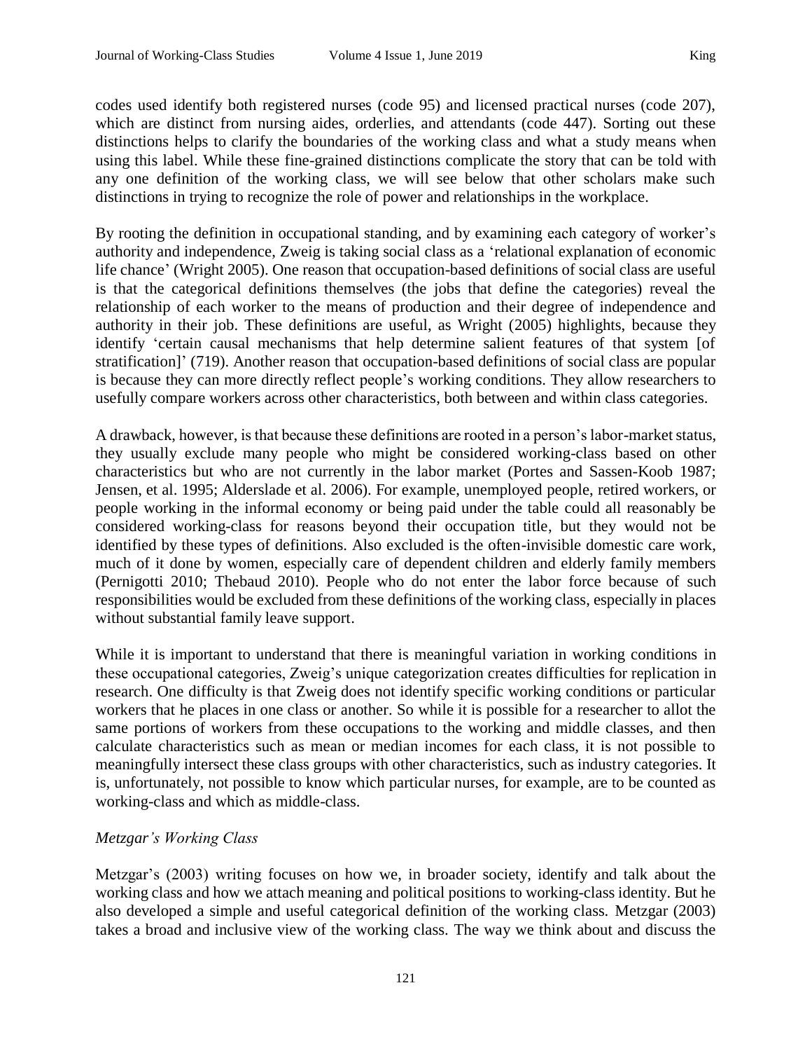codes used identify both registered nurses (code 95) and licensed practical nurses (code 207), which are distinct from nursing aides, orderlies, and attendants (code 447). Sorting out these distinctions helps to clarify the boundaries of the working class and what a study means when using this label. While these fine-grained distinctions complicate the story that can be told with any one definition of the working class, we will see below that other scholars make such distinctions in trying to recognize the role of power and relationships in the workplace.

By rooting the definition in occupational standing, and by examining each category of worker's authority and independence, Zweig is taking social class as a 'relational explanation of economic life chance' (Wright 2005). One reason that occupation-based definitions of social class are useful is that the categorical definitions themselves (the jobs that define the categories) reveal the relationship of each worker to the means of production and their degree of independence and authority in their job. These definitions are useful, as Wright (2005) highlights, because they identify 'certain causal mechanisms that help determine salient features of that system [of stratification]' (719). Another reason that occupation-based definitions of social class are popular is because they can more directly reflect people's working conditions. They allow researchers to usefully compare workers across other characteristics, both between and within class categories.

A drawback, however, is that because these definitions are rooted in a person's labor-market status, they usually exclude many people who might be considered working-class based on other characteristics but who are not currently in the labor market (Portes and Sassen-Koob 1987; Jensen, et al. 1995; Alderslade et al. 2006). For example, unemployed people, retired workers, or people working in the informal economy or being paid under the table could all reasonably be considered working-class for reasons beyond their occupation title, but they would not be identified by these types of definitions. Also excluded is the often-invisible domestic care work, much of it done by women, especially care of dependent children and elderly family members (Pernigotti 2010; Thebaud 2010). People who do not enter the labor force because of such responsibilities would be excluded from these definitions of the working class, especially in places without substantial family leave support.

While it is important to understand that there is meaningful variation in working conditions in these occupational categories, Zweig's unique categorization creates difficulties for replication in research. One difficulty is that Zweig does not identify specific working conditions or particular workers that he places in one class or another. So while it is possible for a researcher to allot the same portions of workers from these occupations to the working and middle classes, and then calculate characteristics such as mean or median incomes for each class, it is not possible to meaningfully intersect these class groups with other characteristics, such as industry categories. It is, unfortunately, not possible to know which particular nurses, for example, are to be counted as working-class and which as middle-class.

### *Metzgar's Working Class*

Metzgar's (2003) writing focuses on how we, in broader society, identify and talk about the working class and how we attach meaning and political positions to working-class identity. But he also developed a simple and useful categorical definition of the working class. Metzgar (2003) takes a broad and inclusive view of the working class. The way we think about and discuss the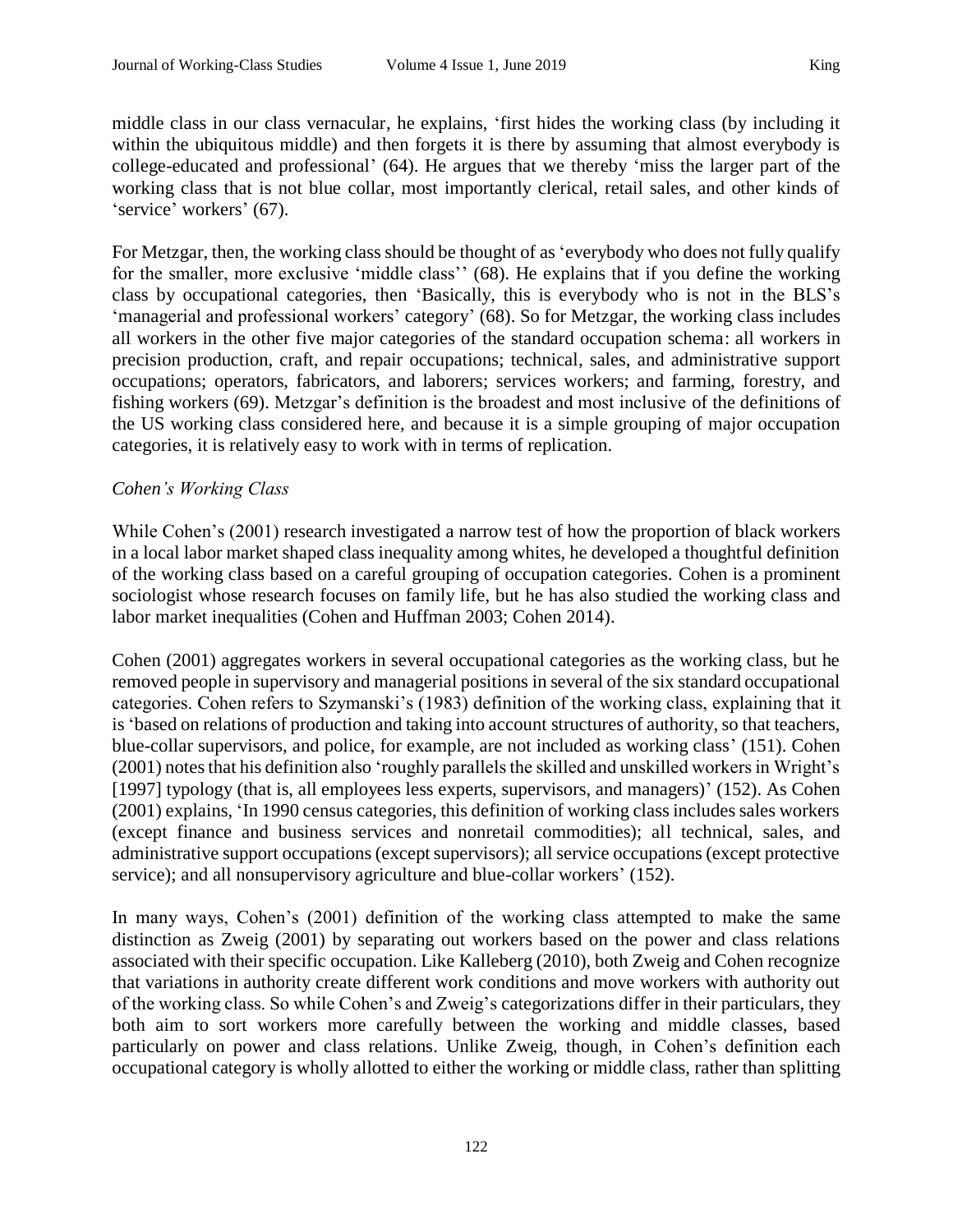middle class in our class vernacular, he explains, 'first hides the working class (by including it within the ubiquitous middle) and then forgets it is there by assuming that almost everybody is college-educated and professional' (64). He argues that we thereby 'miss the larger part of the working class that is not blue collar, most importantly clerical, retail sales, and other kinds of 'service' workers' (67).

For Metzgar, then, the working class should be thought of as 'everybody who does not fully qualify for the smaller, more exclusive 'middle class'' (68). He explains that if you define the working class by occupational categories, then 'Basically, this is everybody who is not in the BLS's 'managerial and professional workers' category' (68). So for Metzgar, the working class includes all workers in the other five major categories of the standard occupation schema: all workers in precision production, craft, and repair occupations; technical, sales, and administrative support occupations; operators, fabricators, and laborers; services workers; and farming, forestry, and fishing workers (69). Metzgar's definition is the broadest and most inclusive of the definitions of the US working class considered here, and because it is a simple grouping of major occupation categories, it is relatively easy to work with in terms of replication.

### *Cohen's Working Class*

While Cohen's (2001) research investigated a narrow test of how the proportion of black workers in a local labor market shaped class inequality among whites, he developed a thoughtful definition of the working class based on a careful grouping of occupation categories. Cohen is a prominent sociologist whose research focuses on family life, but he has also studied the working class and labor market inequalities (Cohen and Huffman 2003; Cohen 2014).

Cohen (2001) aggregates workers in several occupational categories as the working class, but he removed people in supervisory and managerial positions in several of the six standard occupational categories. Cohen refers to Szymanski's (1983) definition of the working class, explaining that it is 'based on relations of production and taking into account structures of authority, so that teachers, blue-collar supervisors, and police, for example, are not included as working class' (151). Cohen (2001) notes that his definition also 'roughly parallels the skilled and unskilled workers in Wright's [1997] typology (that is, all employees less experts, supervisors, and managers)' (152). As Cohen (2001) explains, 'In 1990 census categories, this definition of working class includes sales workers (except finance and business services and nonretail commodities); all technical, sales, and administrative support occupations (except supervisors); all service occupations (except protective service); and all nonsupervisory agriculture and blue-collar workers' (152).

In many ways, Cohen's (2001) definition of the working class attempted to make the same distinction as Zweig (2001) by separating out workers based on the power and class relations associated with their specific occupation. Like Kalleberg (2010), both Zweig and Cohen recognize that variations in authority create different work conditions and move workers with authority out of the working class. So while Cohen's and Zweig's categorizations differ in their particulars, they both aim to sort workers more carefully between the working and middle classes, based particularly on power and class relations. Unlike Zweig, though, in Cohen's definition each occupational category is wholly allotted to either the working or middle class, rather than splitting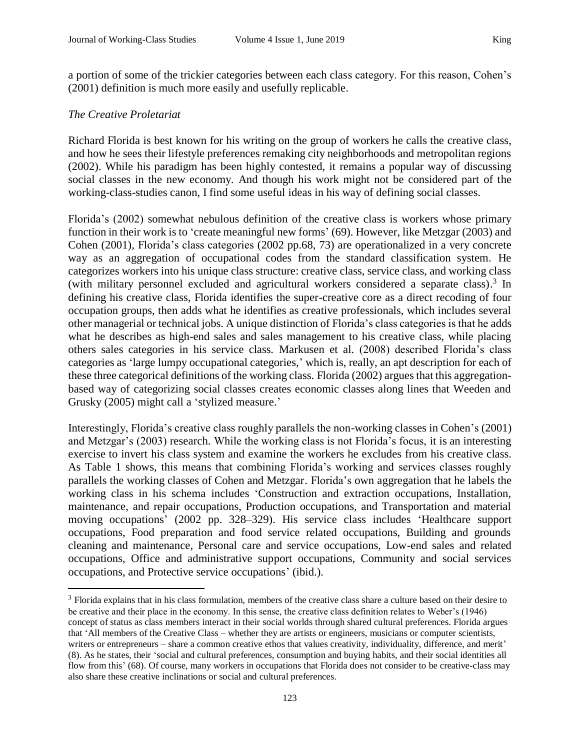a portion of some of the trickier categories between each class category. For this reason, Cohen's (2001) definition is much more easily and usefully replicable.

*The Creative Proletariat*

Richard Florida is best known for his writing on the group of workers he calls the creative class, and how he sees their lifestyle preferences remaking city neighborhoods and metropolitan regions (2002). While his paradigm has been highly contested, it remains a popular way of discussing social classes in the new economy. And though his work might not be considered part of the working-class-studies canon, I find some useful ideas in his way of defining social classes.

Florida's (2002) somewhat nebulous definition of the creative class is workers whose primary function in their work is to 'create meaningful new forms' (69). However, like Metzgar (2003) and Cohen (2001), Florida's class categories (2002 pp.68, 73) are operationalized in a very concrete way as an aggregation of occupational codes from the standard classification system. He categorizes workers into his unique class structure: creative class, service class, and working class (with military personnel excluded and agricultural workers considered a separate class).[3] In defining his creative class, Florida identifies the super-creative core as a direct recoding of four occupation groups, then adds what he identifies as creative professionals, which includes several other managerial or technical jobs. A unique distinction of Florida's class categories is that he adds what he describes as high-end sales and sales management to his creative class, while placing others sales categories in his service class. Markusen et al. (2008) described Florida's class categories as 'large lumpy occupational categories,' which is, really, an apt description for each of these three categorical definitions of the working class. Florida (2002) argues that this aggregation-based way of categorizing social classes creates economic classes along lines that Weeden and Grusky (2005) might call a 'stylized measure.'

Interestingly, Florida's creative class roughly parallels the non-working classes in Cohen's (2001) and Metzgar's (2003) research. While the working class is not Florida's focus, it is an interesting exercise to invert his class system and examine the workers he excludes from his creative class. As Table 1 shows, this means that combining Florida's working and services classes roughly parallels the working classes of Cohen and Metzgar. Florida's own aggregation that he labels the working class in his schema includes 'Construction and extraction occupations, Installation, maintenance, and repair occupations, Production occupations, and Transportation and material moving occupations' (2002 pp. 328–329). His service class includes 'Healthcare support occupations, Food preparation and food service related occupations, Building and grounds cleaning and maintenance, Personal care and service occupations, Low-end sales and related occupations, Office and administrative support occupations, Community and social services occupations, and Protective service occupations' (ibid.).

---

[3] Florida explains that in his class formulation, members of the creative class share a culture based on their desire to be creative and their place in the economy. In this sense, the creative class definition relates to Weber's (1946) concept of status as class members interact in their social worlds through shared cultural preferences. Florida argues that 'All members of the Creative Class – whether they are artists or engineers, musicians or computer scientists, writers or entrepreneurs – share a common creative ethos that values creativity, individuality, difference, and merit' (8). As he states, their 'social and cultural preferences, consumption and buying habits, and their social identities all flow from this' (68). Of course, many workers in occupations that Florida does not consider to be creative-class may also share these creative inclinations or social and cultural preferences.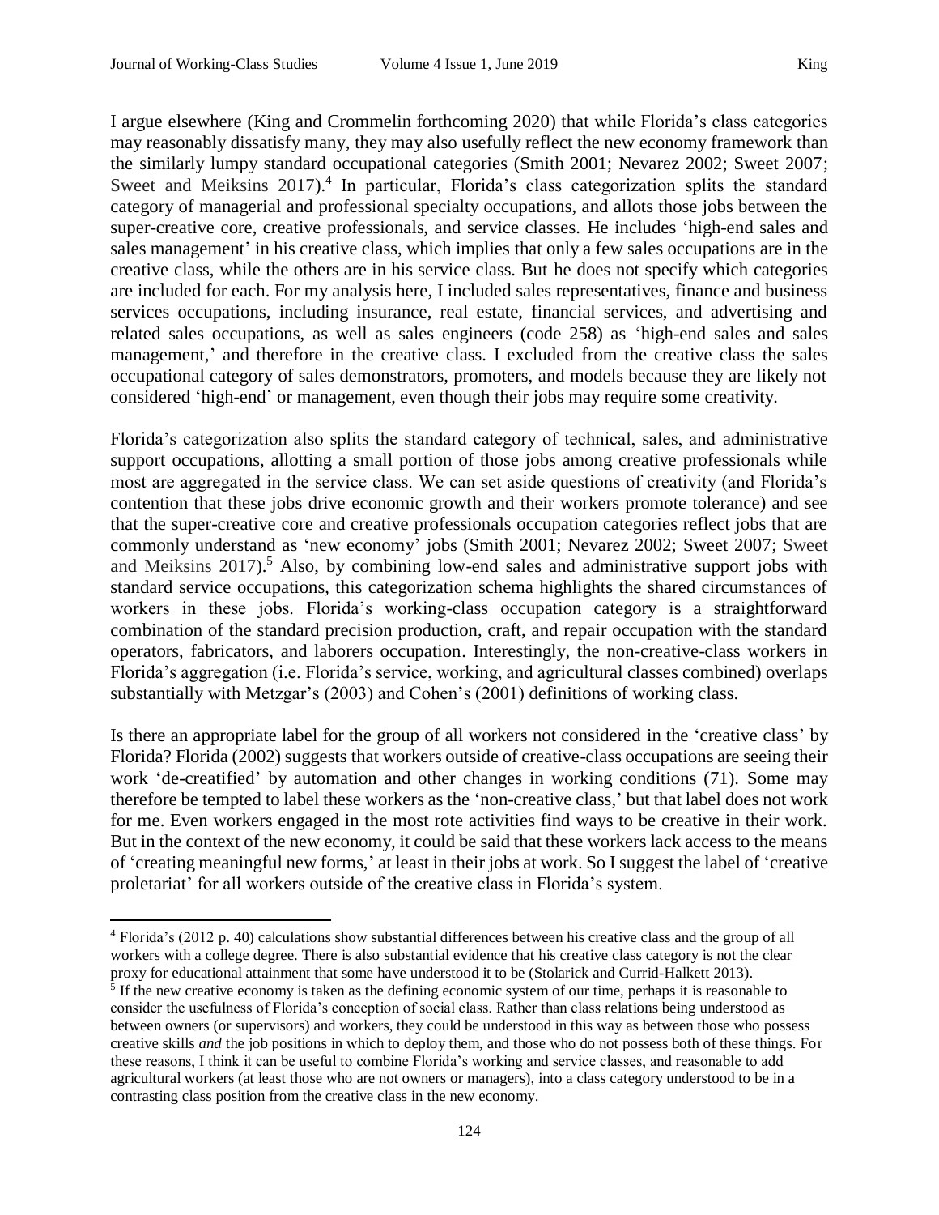I argue elsewhere (King and Crommelin forthcoming 2020) that while Florida's class categories may reasonably dissatisfy many, they may also usefully reflect the new economy framework than the similarly lumpy standard occupational categories (Smith 2001; Nevarez 2002; Sweet 2007; Sweet and Meiksins 2017).[4] In particular, Florida's class categorization splits the standard category of managerial and professional specialty occupations, and allots those jobs between the super-creative core, creative professionals, and service classes. He includes 'high-end sales and sales management' in his creative class, which implies that only a few sales occupations are in the creative class, while the others are in his service class. But he does not specify which categories are included for each. For my analysis here, I included sales representatives, finance and business services occupations, including insurance, real estate, financial services, and advertising and related sales occupations, as well as sales engineers (code 258) as 'high-end sales and sales management,' and therefore in the creative class. I excluded from the creative class the sales occupational category of sales demonstrators, promoters, and models because they are likely not considered 'high-end' or management, even though their jobs may require some creativity.

Florida's categorization also splits the standard category of technical, sales, and administrative support occupations, allotting a small portion of those jobs among creative professionals while most are aggregated in the service class. We can set aside questions of creativity (and Florida's contention that these jobs drive economic growth and their workers promote tolerance) and see that the super-creative core and creative professionals occupation categories reflect jobs that are commonly understand as 'new economy' jobs (Smith 2001; Nevarez 2002; Sweet 2007; Sweet and Meiksins 2017).[5] Also, by combining low-end sales and administrative support jobs with standard service occupations, this categorization schema highlights the shared circumstances of workers in these jobs. Florida's working-class occupation category is a straightforward combination of the standard precision production, craft, and repair occupation with the standard operators, fabricators, and laborers occupation. Interestingly, the non-creative-class workers in Florida's aggregation (i.e. Florida's service, working, and agricultural classes combined) overlaps substantially with Metzgar's (2003) and Cohen's (2001) definitions of working class.

Is there an appropriate label for the group of all workers not considered in the 'creative class' by Florida? Florida (2002) suggests that workers outside of creative-class occupations are seeing their work 'de-creatified' by automation and other changes in working conditions (71). Some may therefore be tempted to label these workers as the 'non-creative class,' but that label does not work for me. Even workers engaged in the most rote activities find ways to be creative in their work. But in the context of the new economy, it could be said that these workers lack access to the means of 'creating meaningful new forms,' at least in their jobs at work. So I suggest the label of 'creative proletariat' for all workers outside of the creative class in Florida's system.

[4] Florida's (2012 p. 40) calculations show substantial differences between his creative class and the group of all workers with a college degree. There is also substantial evidence that his creative class category is not the clear proxy for educational attainment that some have understood it to be (Stolarick and Currid-Halkett 2013).

[5] If the new creative economy is taken as the defining economic system of our time, perhaps it is reasonable to consider the usefulness of Florida's conception of social class. Rather than class relations being understood as between owners (or supervisors) and workers, they could be understood in this way as between those who possess creative skills *and* the job positions in which to deploy them, and those who do not possess both of these things. For these reasons, I think it can be useful to combine Florida's working and service classes, and reasonable to add agricultural workers (at least those who are not owners or managers), into a class category understood to be in a contrasting class position from the creative class in the new economy.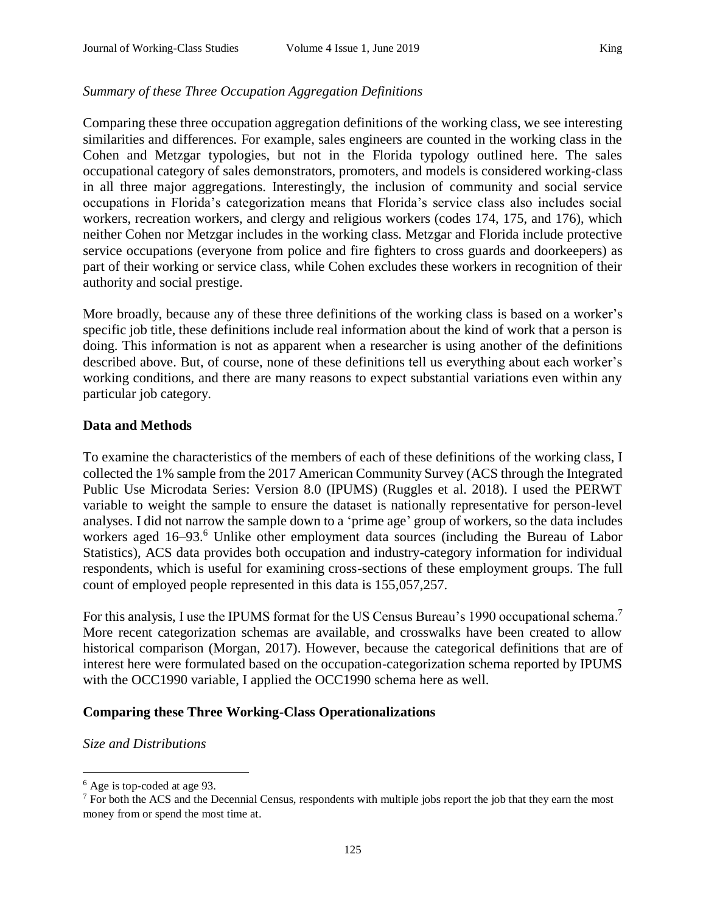*Summary of these Three Occupation Aggregation Definitions*

Comparing these three occupation aggregation definitions of the working class, we see interesting similarities and differences. For example, sales engineers are counted in the working class in the Cohen and Metzgar typologies, but not in the Florida typology outlined here. The sales occupational category of sales demonstrators, promoters, and models is considered working-class in all three major aggregations. Interestingly, the inclusion of community and social service occupations in Florida's categorization means that Florida's service class also includes social workers, recreation workers, and clergy and religious workers (codes 174, 175, and 176), which neither Cohen nor Metzgar includes in the working class. Metzgar and Florida include protective service occupations (everyone from police and fire fighters to cross guards and doorkeepers) as part of their working or service class, while Cohen excludes these workers in recognition of their authority and social prestige.

More broadly, because any of these three definitions of the working class is based on a worker's specific job title, these definitions include real information about the kind of work that a person is doing. This information is not as apparent when a researcher is using another of the definitions described above. But, of course, none of these definitions tell us everything about each worker's working conditions, and there are many reasons to expect substantial variations even within any particular job category.

## Data and Methods

To examine the characteristics of the members of each of these definitions of the working class, I collected the 1% sample from the 2017 American Community Survey (ACS through the Integrated Public Use Microdata Series: Version 8.0 (IPUMS) (Ruggles et al. 2018). I used the PERWT variable to weight the sample to ensure the dataset is nationally representative for person-level analyses. I did not narrow the sample down to a 'prime age' group of workers, so the data includes workers aged 16–93.[6] Unlike other employment data sources (including the Bureau of Labor Statistics), ACS data provides both occupation and industry-category information for individual respondents, which is useful for examining cross-sections of these employment groups. The full count of employed people represented in this data is 155,057,257.

For this analysis, I use the IPUMS format for the US Census Bureau's 1990 occupational schema.[7] More recent categorization schemas are available, and crosswalks have been created to allow historical comparison (Morgan, 2017). However, because the categorical definitions that are of interest here were formulated based on the occupation-categorization schema reported by IPUMS with the OCC1990 variable, I applied the OCC1990 schema here as well.

## Comparing these Three Working-Class Operationalizations

*Size and Distributions*

---

[6] Age is top-coded at age 93.

[7] For both the ACS and the Decennial Census, respondents with multiple jobs report the job that they earn the most money from or spend the most time at.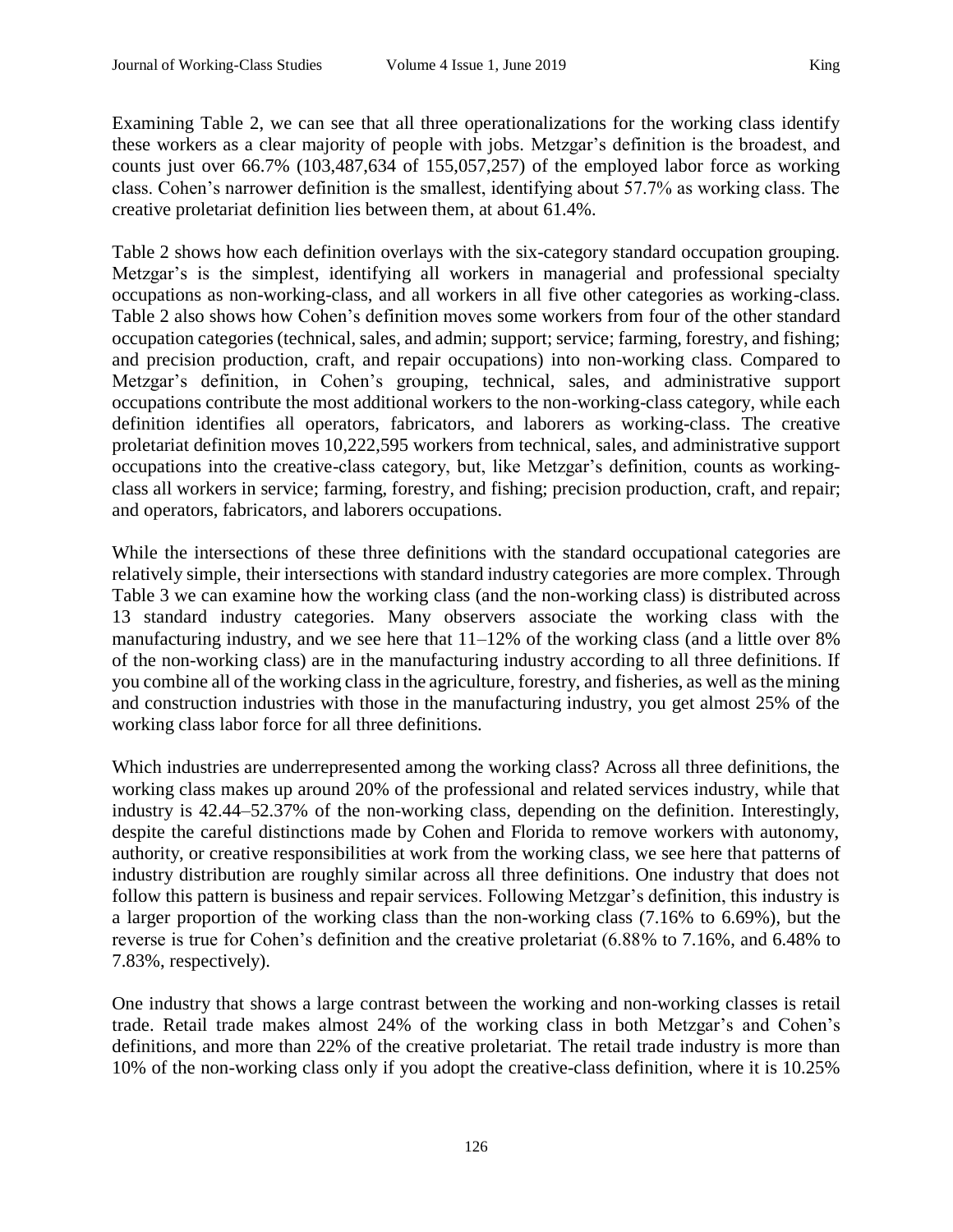Examining Table 2, we can see that all three operationalizations for the working class identify these workers as a clear majority of people with jobs. Metzgar's definition is the broadest, and counts just over 66.7% (103,487,634 of 155,057,257) of the employed labor force as working class. Cohen's narrower definition is the smallest, identifying about 57.7% as working class. The creative proletariat definition lies between them, at about 61.4%.

Table 2 shows how each definition overlays with the six-category standard occupation grouping. Metzgar's is the simplest, identifying all workers in managerial and professional specialty occupations as non-working-class, and all workers in all five other categories as working-class. Table 2 also shows how Cohen's definition moves some workers from four of the other standard occupation categories (technical, sales, and admin; support; service; farming, forestry, and fishing; and precision production, craft, and repair occupations) into non-working class. Compared to Metzgar's definition, in Cohen's grouping, technical, sales, and administrative support occupations contribute the most additional workers to the non-working-class category, while each definition identifies all operators, fabricators, and laborers as working-class. The creative proletariat definition moves 10,222,595 workers from technical, sales, and administrative support occupations into the creative-class category, but, like Metzgar's definition, counts as working-class all workers in service; farming, forestry, and fishing; precision production, craft, and repair; and operators, fabricators, and laborers occupations.

While the intersections of these three definitions with the standard occupational categories are relatively simple, their intersections with standard industry categories are more complex. Through Table 3 we can examine how the working class (and the non-working class) is distributed across 13 standard industry categories. Many observers associate the working class with the manufacturing industry, and we see here that 11–12% of the working class (and a little over 8% of the non-working class) are in the manufacturing industry according to all three definitions. If you combine all of the working class in the agriculture, forestry, and fisheries, as well as the mining and construction industries with those in the manufacturing industry, you get almost 25% of the working class labor force for all three definitions.

Which industries are underrepresented among the working class? Across all three definitions, the working class makes up around 20% of the professional and related services industry, while that industry is 42.44–52.37% of the non-working class, depending on the definition. Interestingly, despite the careful distinctions made by Cohen and Florida to remove workers with autonomy, authority, or creative responsibilities at work from the working class, we see here that patterns of industry distribution are roughly similar across all three definitions. One industry that does not follow this pattern is business and repair services. Following Metzgar's definition, this industry is a larger proportion of the working class than the non-working class (7.16% to 6.69%), but the reverse is true for Cohen's definition and the creative proletariat (6.88% to 7.16%, and 6.48% to 7.83%, respectively).

One industry that shows a large contrast between the working and non-working classes is retail trade. Retail trade makes almost 24% of the working class in both Metzgar's and Cohen's definitions, and more than 22% of the creative proletariat. The retail trade industry is more than 10% of the non-working class only if you adopt the creative-class definition, where it is 10.25%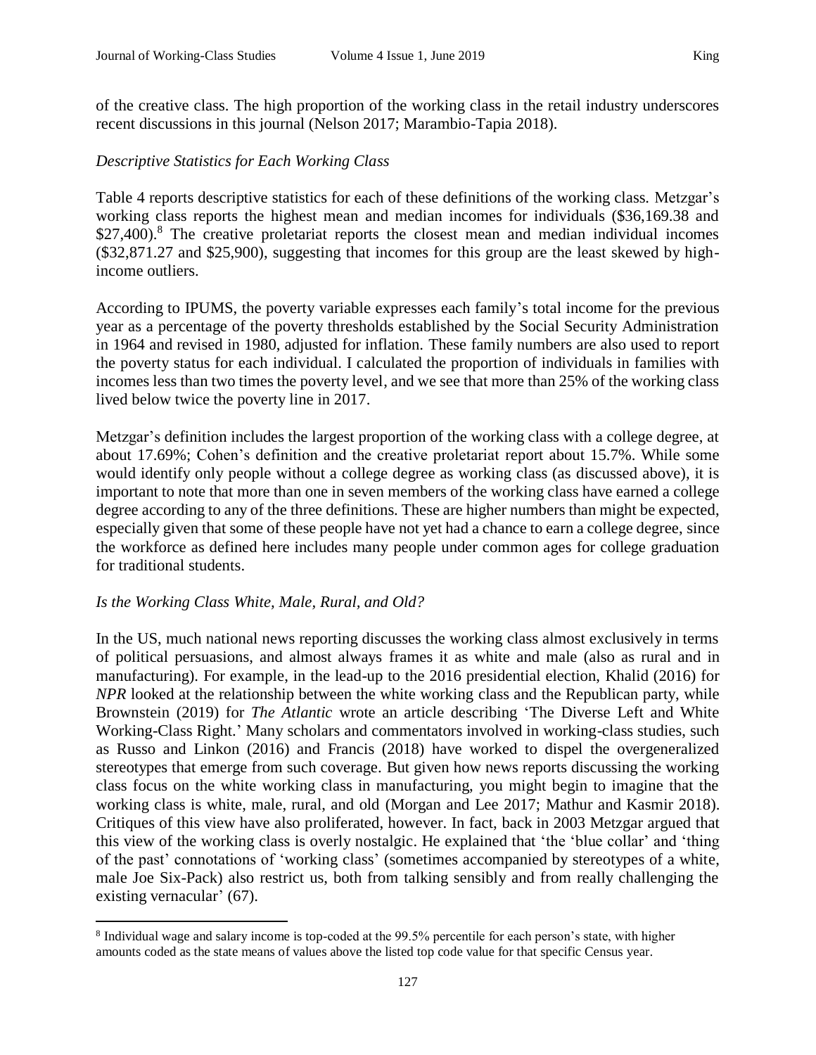of the creative class. The high proportion of the working class in the retail industry underscores recent discussions in this journal (Nelson 2017; Marambio-Tapia 2018).

### *Descriptive Statistics for Each Working Class*

Table 4 reports descriptive statistics for each of these definitions of the working class. Metzgar's working class reports the highest mean and median incomes for individuals ($36,169.38 and $27,400).[8] The creative proletariat reports the closest mean and median individual incomes ($32,871.27 and $25,900), suggesting that incomes for this group are the least skewed by high-income outliers.

According to IPUMS, the poverty variable expresses each family's total income for the previous year as a percentage of the poverty thresholds established by the Social Security Administration in 1964 and revised in 1980, adjusted for inflation. These family numbers are also used to report the poverty status for each individual. I calculated the proportion of individuals in families with incomes less than two times the poverty level, and we see that more than 25% of the working class lived below twice the poverty line in 2017.

Metzgar's definition includes the largest proportion of the working class with a college degree, at about 17.69%; Cohen's definition and the creative proletariat report about 15.7%. While some would identify only people without a college degree as working class (as discussed above), it is important to note that more than one in seven members of the working class have earned a college degree according to any of the three definitions. These are higher numbers than might be expected, especially given that some of these people have not yet had a chance to earn a college degree, since the workforce as defined here includes many people under common ages for college graduation for traditional students.

### *Is the Working Class White, Male, Rural, and Old?*

In the US, much national news reporting discusses the working class almost exclusively in terms of political persuasions, and almost always frames it as white and male (also as rural and in manufacturing). For example, in the lead-up to the 2016 presidential election, Khalid (2016) for *NPR* looked at the relationship between the white working class and the Republican party, while Brownstein (2019) for *The Atlantic* wrote an article describing 'The Diverse Left and White Working-Class Right.' Many scholars and commentators involved in working-class studies, such as Russo and Linkon (2016) and Francis (2018) have worked to dispel the overgeneralized stereotypes that emerge from such coverage. But given how news reports discussing the working class focus on the white working class in manufacturing, you might begin to imagine that the working class is white, male, rural, and old (Morgan and Lee 2017; Mathur and Kasmir 2018). Critiques of this view have also proliferated, however. In fact, back in 2003 Metzgar argued that this view of the working class is overly nostalgic. He explained that 'the 'blue collar' and 'thing of the past' connotations of 'working class' (sometimes accompanied by stereotypes of a white, male Joe Six-Pack) also restrict us, both from talking sensibly and from really challenging the existing vernacular' (67).

---

[8] Individual wage and salary income is top-coded at the 99.5% percentile for each person's state, with higher amounts coded as the state means of values above the listed top code value for that specific Census year.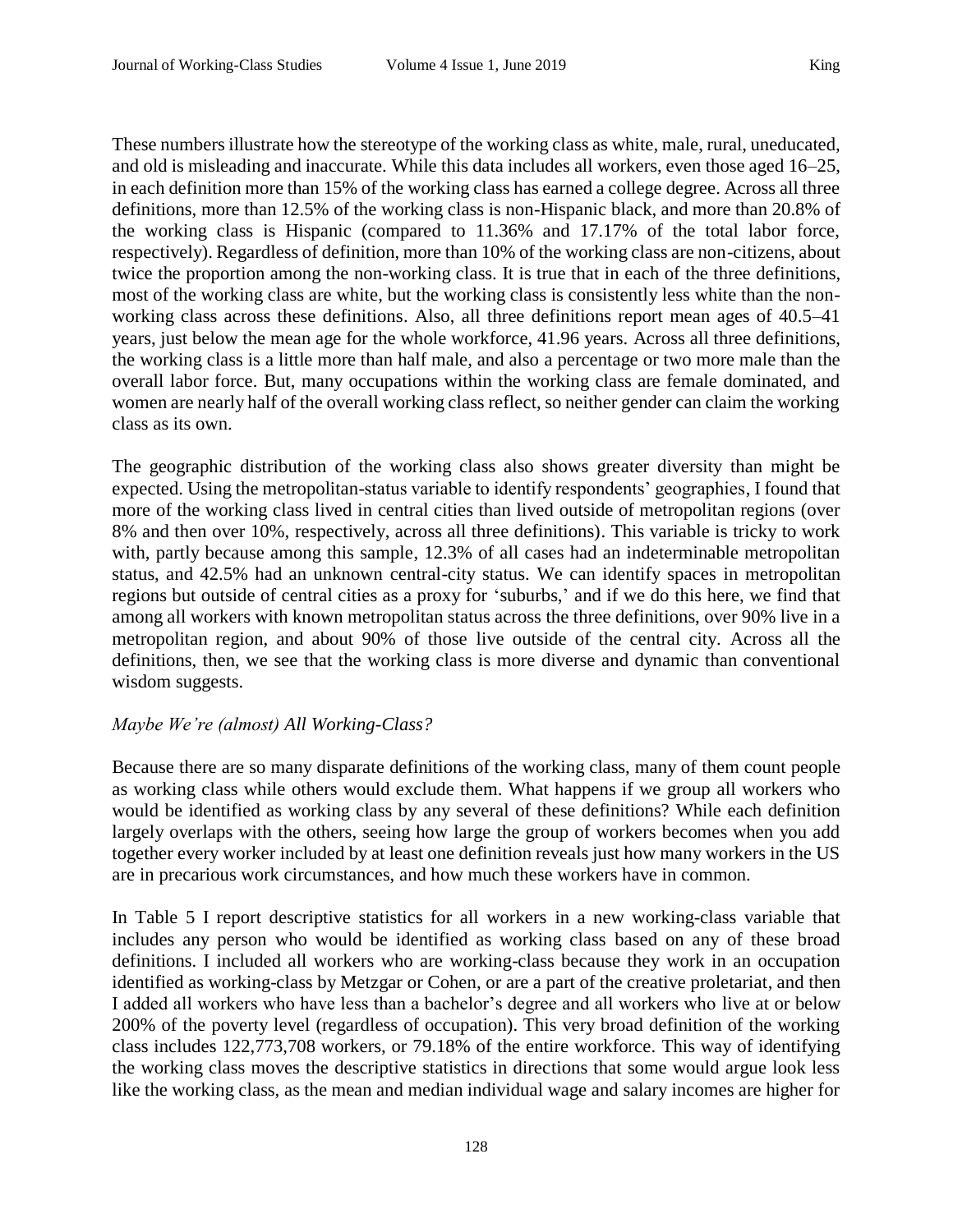These numbers illustrate how the stereotype of the working class as white, male, rural, uneducated, and old is misleading and inaccurate. While this data includes all workers, even those aged 16–25, in each definition more than 15% of the working class has earned a college degree. Across all three definitions, more than 12.5% of the working class is non-Hispanic black, and more than 20.8% of the working class is Hispanic (compared to 11.36% and 17.17% of the total labor force, respectively). Regardless of definition, more than 10% of the working class are non-citizens, about twice the proportion among the non-working class. It is true that in each of the three definitions, most of the working class are white, but the working class is consistently less white than the non-working class across these definitions. Also, all three definitions report mean ages of 40.5–41 years, just below the mean age for the whole workforce, 41.96 years. Across all three definitions, the working class is a little more than half male, and also a percentage or two more male than the overall labor force. But, many occupations within the working class are female dominated, and women are nearly half of the overall working class reflect, so neither gender can claim the working class as its own.

The geographic distribution of the working class also shows greater diversity than might be expected. Using the metropolitan-status variable to identify respondents' geographies, I found that more of the working class lived in central cities than lived outside of metropolitan regions (over 8% and then over 10%, respectively, across all three definitions). This variable is tricky to work with, partly because among this sample, 12.3% of all cases had an indeterminable metropolitan status, and 42.5% had an unknown central-city status. We can identify spaces in metropolitan regions but outside of central cities as a proxy for 'suburbs,' and if we do this here, we find that among all workers with known metropolitan status across the three definitions, over 90% live in a metropolitan region, and about 90% of those live outside of the central city. Across all the definitions, then, we see that the working class is more diverse and dynamic than conventional wisdom suggests.

### *Maybe We're (almost) All Working-Class?*

Because there are so many disparate definitions of the working class, many of them count people as working class while others would exclude them. What happens if we group all workers who would be identified as working class by any several of these definitions? While each definition largely overlaps with the others, seeing how large the group of workers becomes when you add together every worker included by at least one definition reveals just how many workers in the US are in precarious work circumstances, and how much these workers have in common.

In Table 5 I report descriptive statistics for all workers in a new working-class variable that includes any person who would be identified as working class based on any of these broad definitions. I included all workers who are working-class because they work in an occupation identified as working-class by Metzgar or Cohen, or are a part of the creative proletariat, and then I added all workers who have less than a bachelor's degree and all workers who live at or below 200% of the poverty level (regardless of occupation). This very broad definition of the working class includes 122,773,708 workers, or 79.18% of the entire workforce. This way of identifying the working class moves the descriptive statistics in directions that some would argue look less like the working class, as the mean and median individual wage and salary incomes are higher for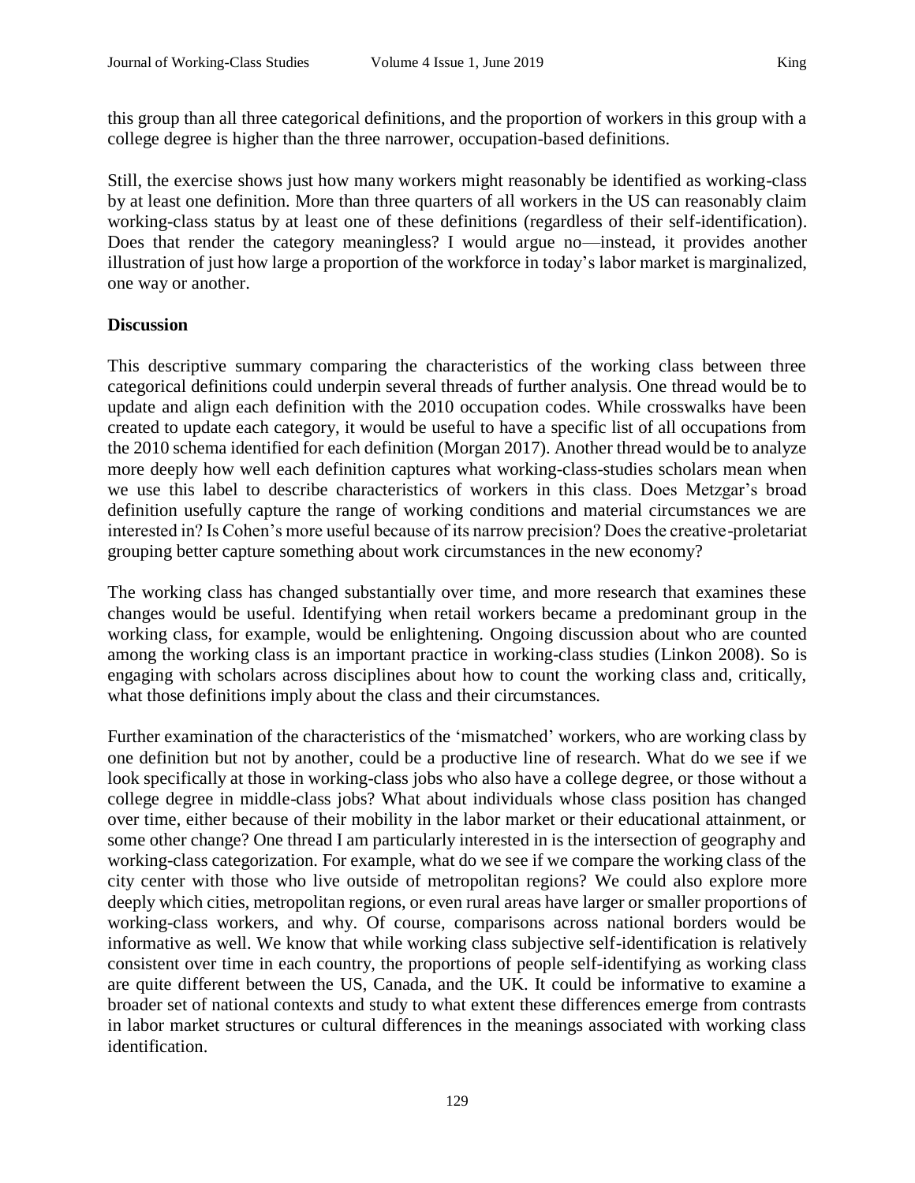this group than all three categorical definitions, and the proportion of workers in this group with a college degree is higher than the three narrower, occupation-based definitions.

Still, the exercise shows just how many workers might reasonably be identified as working-class by at least one definition. More than three quarters of all workers in the US can reasonably claim working-class status by at least one of these definitions (regardless of their self-identification). Does that render the category meaningless? I would argue no—instead, it provides another illustration of just how large a proportion of the workforce in today's labor market is marginalized, one way or another.

**Discussion**

This descriptive summary comparing the characteristics of the working class between three categorical definitions could underpin several threads of further analysis. One thread would be to update and align each definition with the 2010 occupation codes. While crosswalks have been created to update each category, it would be useful to have a specific list of all occupations from the 2010 schema identified for each definition (Morgan 2017). Another thread would be to analyze more deeply how well each definition captures what working-class-studies scholars mean when we use this label to describe characteristics of workers in this class. Does Metzgar's broad definition usefully capture the range of working conditions and material circumstances we are interested in? Is Cohen's more useful because of its narrow precision? Does the creative-proletariat grouping better capture something about work circumstances in the new economy?

The working class has changed substantially over time, and more research that examines these changes would be useful. Identifying when retail workers became a predominant group in the working class, for example, would be enlightening. Ongoing discussion about who are counted among the working class is an important practice in working-class studies (Linkon 2008). So is engaging with scholars across disciplines about how to count the working class and, critically, what those definitions imply about the class and their circumstances.

Further examination of the characteristics of the 'mismatched' workers, who are working class by one definition but not by another, could be a productive line of research. What do we see if we look specifically at those in working-class jobs who also have a college degree, or those without a college degree in middle-class jobs? What about individuals whose class position has changed over time, either because of their mobility in the labor market or their educational attainment, or some other change? One thread I am particularly interested in is the intersection of geography and working-class categorization. For example, what do we see if we compare the working class of the city center with those who live outside of metropolitan regions? We could also explore more deeply which cities, metropolitan regions, or even rural areas have larger or smaller proportions of working-class workers, and why. Of course, comparisons across national borders would be informative as well. We know that while working class subjective self-identification is relatively consistent over time in each country, the proportions of people self-identifying as working class are quite different between the US, Canada, and the UK. It could be informative to examine a broader set of national contexts and study to what extent these differences emerge from contrasts in labor market structures or cultural differences in the meanings associated with working class identification.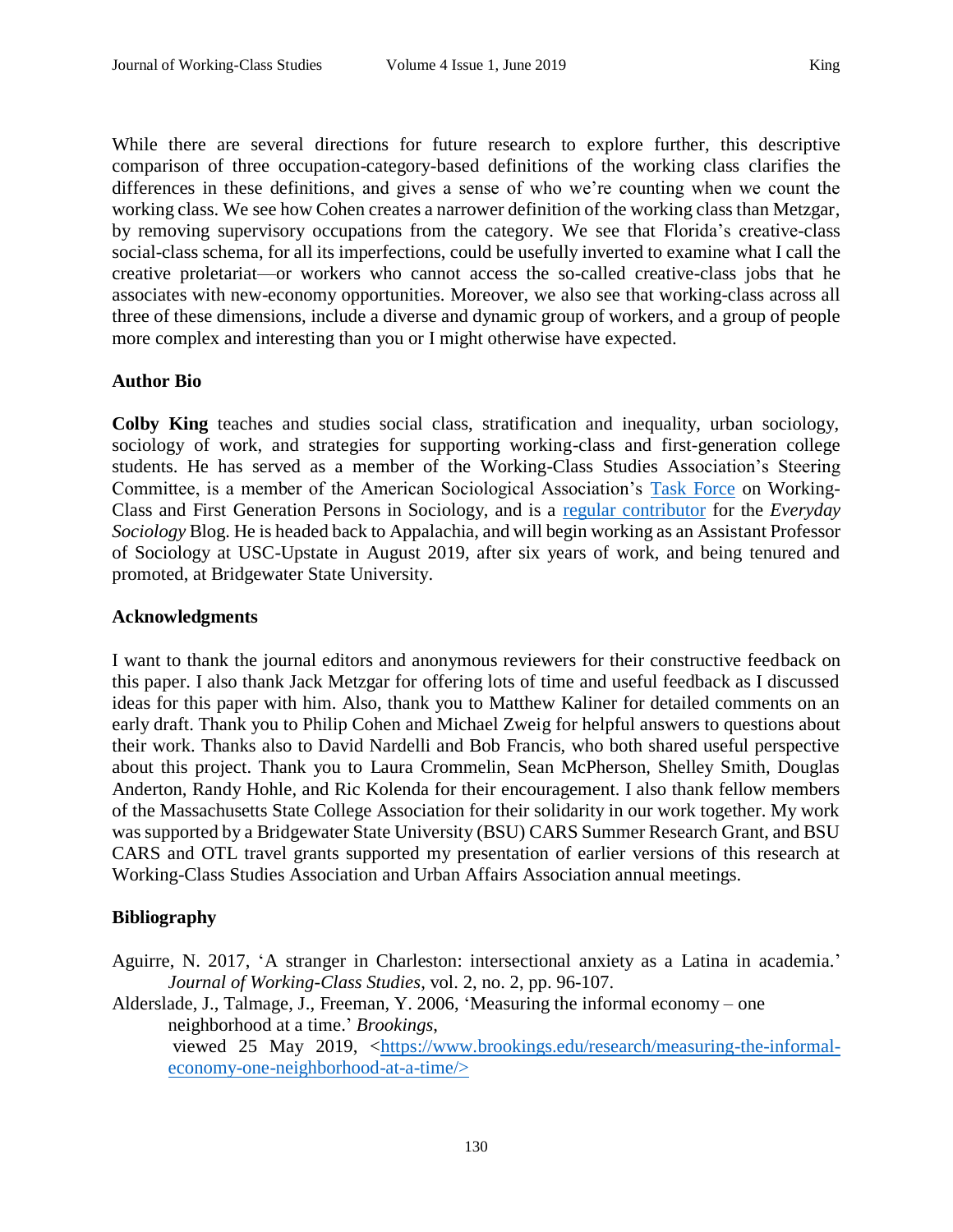While there are several directions for future research to explore further, this descriptive comparison of three occupation-category-based definitions of the working class clarifies the differences in these definitions, and gives a sense of who we're counting when we count the working class. We see how Cohen creates a narrower definition of the working class than Metzgar, by removing supervisory occupations from the category. We see that Florida's creative-class social-class schema, for all its imperfections, could be usefully inverted to examine what I call the creative proletariat—or workers who cannot access the so-called creative-class jobs that he associates with new-economy opportunities. Moreover, we also see that working-class across all three of these dimensions, include a diverse and dynamic group of workers, and a group of people more complex and interesting than you or I might otherwise have expected.

## Author Bio

**Colby King** teaches and studies social class, stratification and inequality, urban sociology, sociology of work, and strategies for supporting working-class and first-generation college students. He has served as a member of the Working-Class Studies Association's Steering Committee, is a member of the American Sociological Association's Task Force on Working-Class and First Generation Persons in Sociology, and is a regular contributor for the *Everyday Sociology* Blog. He is headed back to Appalachia, and will begin working as an Assistant Professor of Sociology at USC-Upstate in August 2019, after six years of work, and being tenured and promoted, at Bridgewater State University.

## Acknowledgments

I want to thank the journal editors and anonymous reviewers for their constructive feedback on this paper. I also thank Jack Metzgar for offering lots of time and useful feedback as I discussed ideas for this paper with him. Also, thank you to Matthew Kaliner for detailed comments on an early draft. Thank you to Philip Cohen and Michael Zweig for helpful answers to questions about their work. Thanks also to David Nardelli and Bob Francis, who both shared useful perspective about this project. Thank you to Laura Crommelin, Sean McPherson, Shelley Smith, Douglas Anderton, Randy Hohle, and Ric Kolenda for their encouragement. I also thank fellow members of the Massachusetts State College Association for their solidarity in our work together. My work was supported by a Bridgewater State University (BSU) CARS Summer Research Grant, and BSU CARS and OTL travel grants supported my presentation of earlier versions of this research at Working-Class Studies Association and Urban Affairs Association annual meetings.

## Bibliography

Aguirre, N. 2017, 'A stranger in Charleston: intersectional anxiety as a Latina in academia.' *Journal of Working-Class Studies*, vol. 2, no. 2, pp. 96-107.

Alderslade, J., Talmage, J., Freeman, Y. 2006, 'Measuring the informal economy – one neighborhood at a time.' *Brookings,* viewed 25 May 2019, <https://www.brookings.edu/research/measuring-the-informal-economy-one-neighborhood-at-a-time/>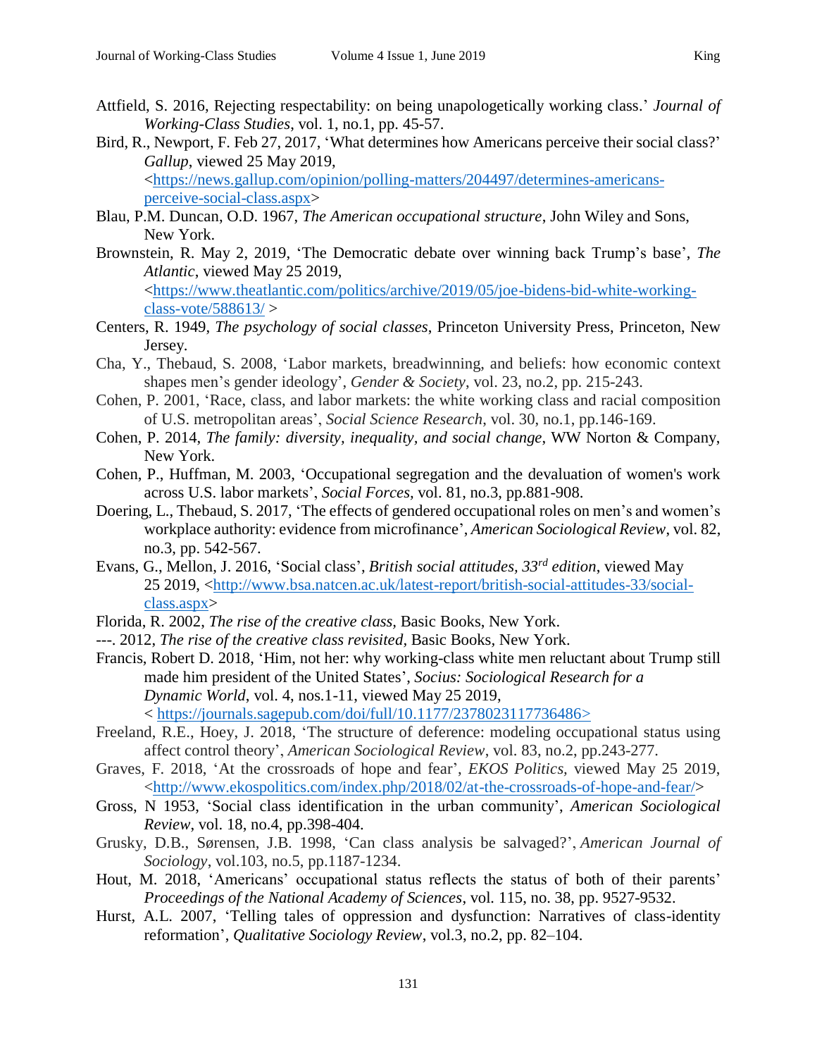Attfield, S. 2016, Rejecting respectability: on being unapologetically working class.' *Journal of Working-Class Studies*, vol. 1, no.1, pp. 45-57.

Bird, R., Newport, F. Feb 27, 2017, 'What determines how Americans perceive their social class?' *Gallup*, viewed 25 May 2019, <https://news.gallup.com/opinion/polling-matters/204497/determines-americans-perceive-social-class.aspx>

Blau, P.M. Duncan, O.D. 1967, *The American occupational structure*, John Wiley and Sons, New York.

Brownstein, R. May 2, 2019, 'The Democratic debate over winning back Trump's base', *The Atlantic*, viewed May 25 2019, <https://www.theatlantic.com/politics/archive/2019/05/joe-bidens-bid-white-working-class-vote/588613/ >

Centers, R. 1949, *The psychology of social classes*, Princeton University Press, Princeton, New Jersey.

Cha, Y., Thebaud, S. 2008, 'Labor markets, breadwinning, and beliefs: how economic context shapes men's gender ideology', *Gender & Society*, vol. 23, no.2, pp. 215-243.

Cohen, P. 2001, 'Race, class, and labor markets: the white working class and racial composition of U.S. metropolitan areas', *Social Science Research*, vol. 30, no.1, pp.146-169.

Cohen, P. 2014, *The family: diversity, inequality, and social change*, WW Norton & Company, New York.

Cohen, P., Huffman, M. 2003, 'Occupational segregation and the devaluation of women's work across U.S. labor markets', *Social Forces*, vol. 81, no.3, pp.881-908.

Doering, L., Thebaud, S. 2017, 'The effects of gendered occupational roles on men's and women's workplace authority: evidence from microfinance', *American Sociological Review*, vol. 82, no.3, pp. 542-567.

Evans, G., Mellon, J. 2016, 'Social class', *British social attitudes, 33rd edition*, viewed May 25 2019, <http://www.bsa.natcen.ac.uk/latest-report/british-social-attitudes-33/social-class.aspx>

Florida, R. 2002, *The rise of the creative class*, Basic Books, New York.

---. 2012, *The rise of the creative class revisited*, Basic Books, New York.

Francis, Robert D. 2018, 'Him, not her: why working-class white men reluctant about Trump still made him president of the United States', *Socius: Sociological Research for a Dynamic World*, vol. 4, nos.1-11, viewed May 25 2019, < https://journals.sagepub.com/doi/full/10.1177/2378023117736486>

Freeland, R.E., Hoey, J. 2018, 'The structure of deference: modeling occupational status using affect control theory', *American Sociological Review*, vol. 83, no.2, pp.243-277.

Graves, F. 2018, 'At the crossroads of hope and fear', *EKOS Politics*, viewed May 25 2019, <http://www.ekospolitics.com/index.php/2018/02/at-the-crossroads-of-hope-and-fear/>

Gross, N 1953, 'Social class identification in the urban community', *American Sociological Review*, vol. 18, no.4, pp.398-404.

Grusky, D.B., Sørensen, J.B. 1998, 'Can class analysis be salvaged?', *American Journal of Sociology*, vol.103, no.5, pp.1187-1234.

Hout, M. 2018, 'Americans' occupational status reflects the status of both of their parents' *Proceedings of the National Academy of Sciences*, vol. 115, no. 38, pp. 9527-9532.

Hurst, A.L. 2007, 'Telling tales of oppression and dysfunction: Narratives of class-identity reformation', *Qualitative Sociology Review*, vol.3, no.2, pp. 82–104.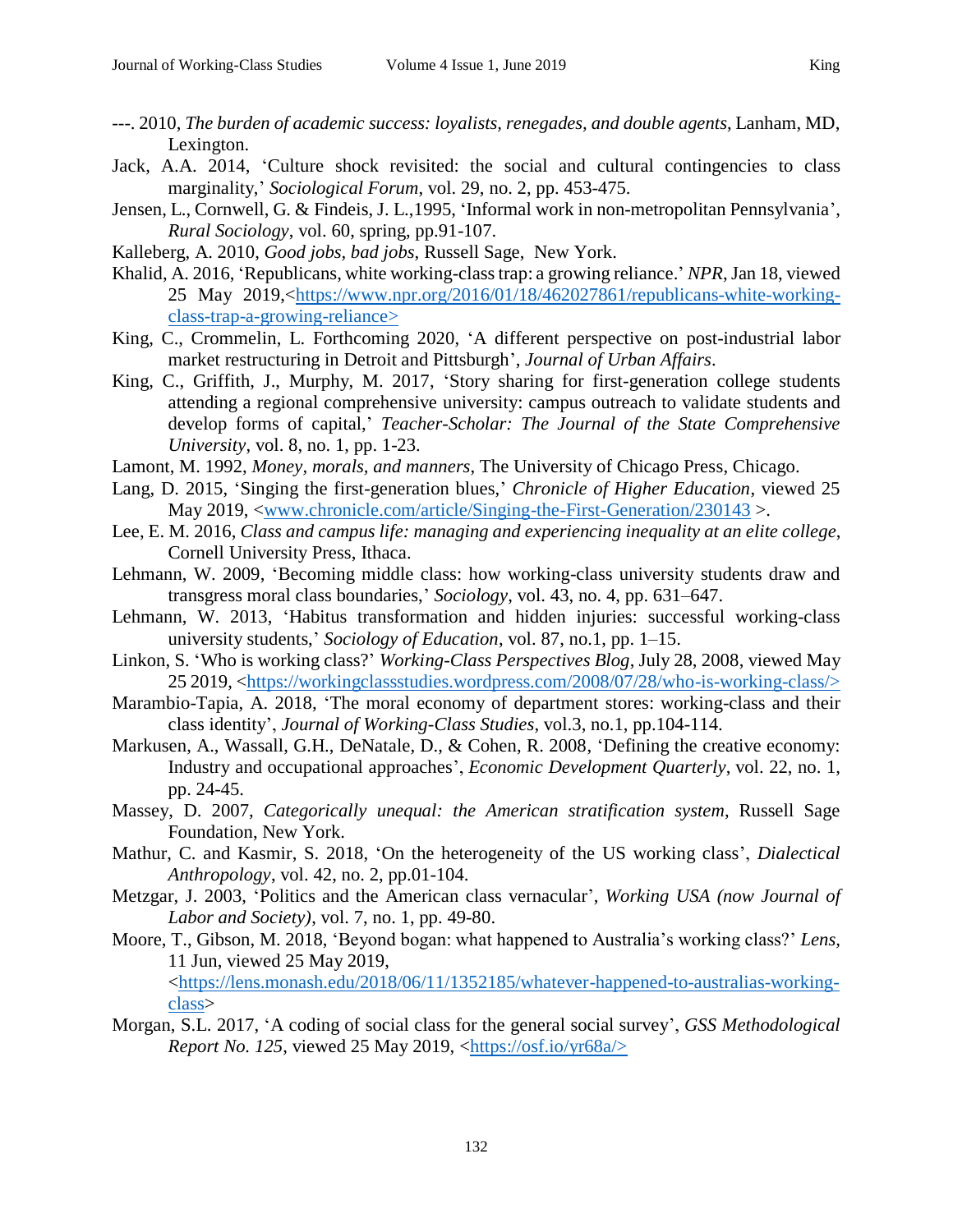---. 2010, *The burden of academic success: loyalists, renegades, and double agents*, Lanham, MD, Lexington.

Jack, A.A. 2014, 'Culture shock revisited: the social and cultural contingencies to class marginality,' *Sociological Forum*, vol. 29, no. 2, pp. 453-475.

Jensen, L., Cornwell, G. & Findeis, J. L.,1995, 'Informal work in non-metropolitan Pennsylvania', *Rural Sociology*, vol. 60, spring, pp.91-107.

Kalleberg, A. 2010, *Good jobs, bad jobs*, Russell Sage, New York.

Khalid, A. 2016, 'Republicans, white working-class trap: a growing reliance.' *NPR*, Jan 18, viewed 25 May 2019,<https://www.npr.org/2016/01/18/462027861/republicans-white-working-class-trap-a-growing-reliance>

King, C., Crommelin, L. Forthcoming 2020, 'A different perspective on post-industrial labor market restructuring in Detroit and Pittsburgh', *Journal of Urban Affairs*.

King, C., Griffith, J., Murphy, M. 2017, 'Story sharing for first-generation college students attending a regional comprehensive university: campus outreach to validate students and develop forms of capital,' *Teacher-Scholar: The Journal of the State Comprehensive University*, vol. 8, no. 1, pp. 1-23.

Lamont, M. 1992, *Money, morals, and manners*, The University of Chicago Press, Chicago.

Lang, D. 2015, 'Singing the first-generation blues,' *Chronicle of Higher Education*, viewed 25 May 2019, <www.chronicle.com/article/Singing-the-First-Generation/230143 >.

Lee, E. M. 2016, *Class and campus life: managing and experiencing inequality at an elite college*, Cornell University Press, Ithaca.

Lehmann, W. 2009, 'Becoming middle class: how working-class university students draw and transgress moral class boundaries,' *Sociology*, vol. 43, no. 4, pp. 631–647.

Lehmann, W. 2013, 'Habitus transformation and hidden injuries: successful working-class university students,' *Sociology of Education*, vol. 87, no.1, pp. 1–15.

Linkon, S. 'Who is working class?' *Working-Class Perspectives Blog*, July 28, 2008, viewed May 25 2019, <https://workingclassstudies.wordpress.com/2008/07/28/who-is-working-class/>

Marambio-Tapia, A. 2018, 'The moral economy of department stores: working-class and their class identity', *Journal of Working-Class Studies*, vol.3, no.1, pp.104-114.

Markusen, A., Wassall, G.H., DeNatale, D., & Cohen, R. 2008, 'Defining the creative economy: Industry and occupational approaches', *Economic Development Quarterly*, vol. 22, no. 1, pp. 24-45.

Massey, D. 2007, *Categorically unequal: the American stratification system*, Russell Sage Foundation, New York.

Mathur, C. and Kasmir, S. 2018, 'On the heterogeneity of the US working class', *Dialectical Anthropology*, vol. 42, no. 2, pp.01-104.

Metzgar, J. 2003, 'Politics and the American class vernacular', *Working USA (now Journal of Labor and Society)*, vol. 7, no. 1, pp. 49-80.

Moore, T., Gibson, M. 2018, 'Beyond bogan: what happened to Australia's working class?' *Lens*, 11 Jun, viewed 25 May 2019, <https://lens.monash.edu/2018/06/11/1352185/whatever-happened-to-australias-working-class>

Morgan, S.L. 2017, 'A coding of social class for the general social survey', *GSS Methodological Report No. 125*, viewed 25 May 2019, <https://osf.io/yr68a/>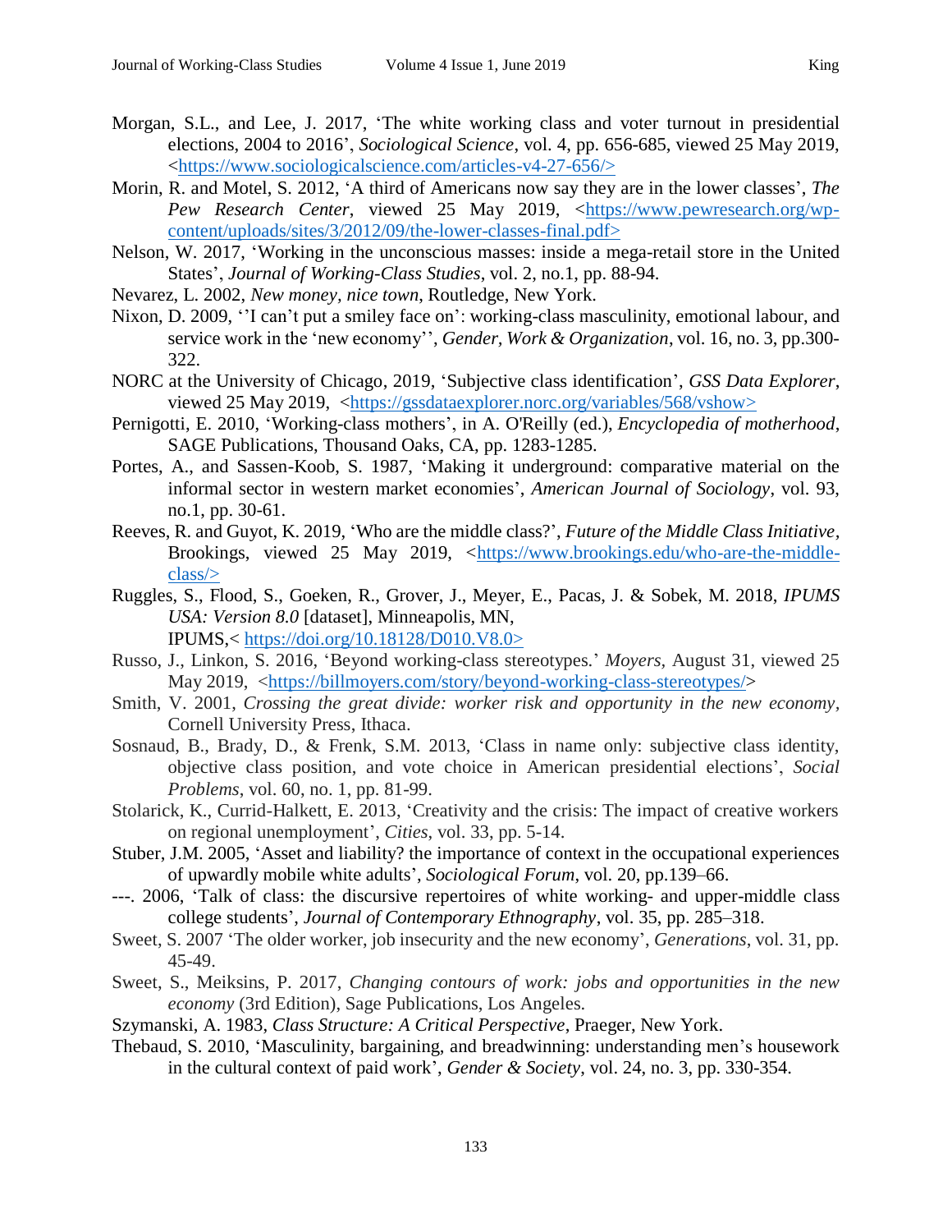Morgan, S.L., and Lee, J. 2017, 'The white working class and voter turnout in presidential elections, 2004 to 2016', *Sociological Science*, vol. 4, pp. 656-685, viewed 25 May 2019, <https://www.sociologicalscience.com/articles-v4-27-656/>

Morin, R. and Motel, S. 2012, 'A third of Americans now say they are in the lower classes', *The Pew Research Center*, viewed 25 May 2019, <https://www.pewresearch.org/wp-content/uploads/sites/3/2012/09/the-lower-classes-final.pdf>

Nelson, W. 2017, 'Working in the unconscious masses: inside a mega-retail store in the United States', *Journal of Working-Class Studies*, vol. 2, no.1, pp. 88-94.

Nevarez, L. 2002, *New money, nice town*, Routledge, New York.

Nixon, D. 2009, ''I can't put a smiley face on': working-class masculinity, emotional labour, and service work in the 'new economy'', *Gender, Work & Organization*, vol. 16, no. 3, pp.300-322.

NORC at the University of Chicago, 2019, 'Subjective class identification', *GSS Data Explorer*, viewed 25 May 2019, <https://gssdataexplorer.norc.org/variables/568/vshow>

Pernigotti, E. 2010, 'Working-class mothers', in A. O'Reilly (ed.), *Encyclopedia of motherhood*, SAGE Publications, Thousand Oaks, CA, pp. 1283-1285.

Portes, A., and Sassen-Koob, S. 1987, 'Making it underground: comparative material on the informal sector in western market economies', *American Journal of Sociology*, vol. 93, no.1, pp. 30-61.

Reeves, R. and Guyot, K. 2019, 'Who are the middle class?', *Future of the Middle Class Initiative*, Brookings, viewed 25 May 2019, <https://www.brookings.edu/who-are-the-middle-class/>

Ruggles, S., Flood, S., Goeken, R., Grover, J., Meyer, E., Pacas, J. & Sobek, M. 2018, *IPUMS USA: Version 8.0* [dataset], Minneapolis, MN, IPUMS,< https://doi.org/10.18128/D010.V8.0>

Russo, J., Linkon, S. 2016, 'Beyond working-class stereotypes.' *Moyers*, August 31, viewed 25 May 2019, <https://billmoyers.com/story/beyond-working-class-stereotypes/>

Smith, V. 2001, *Crossing the great divide: worker risk and opportunity in the new economy*, Cornell University Press, Ithaca.

Sosnaud, B., Brady, D., & Frenk, S.M. 2013, 'Class in name only: subjective class identity, objective class position, and vote choice in American presidential elections', *Social Problems*, vol. 60, no. 1, pp. 81-99.

Stolarick, K., Currid-Halkett, E. 2013, 'Creativity and the crisis: The impact of creative workers on regional unemployment', *Cities*, vol. 33, pp. 5-14.

Stuber, J.M. 2005, 'Asset and liability? the importance of context in the occupational experiences of upwardly mobile white adults', *Sociological Forum*, vol. 20, pp.139–66.

---. 2006, 'Talk of class: the discursive repertoires of white working- and upper-middle class college students', *Journal of Contemporary Ethnography*, vol. 35, pp. 285–318.

Sweet, S. 2007 'The older worker, job insecurity and the new economy', *Generations*, vol. 31, pp. 45-49.

Sweet, S., Meiksins, P. 2017, *Changing contours of work: jobs and opportunities in the new economy* (3rd Edition), Sage Publications, Los Angeles.

Szymanski, A. 1983, *Class Structure: A Critical Perspective*, Praeger, New York.

Thebaud, S. 2010, 'Masculinity, bargaining, and breadwinning: understanding men's housework in the cultural context of paid work', *Gender & Society*, vol. 24, no. 3, pp. 330-354.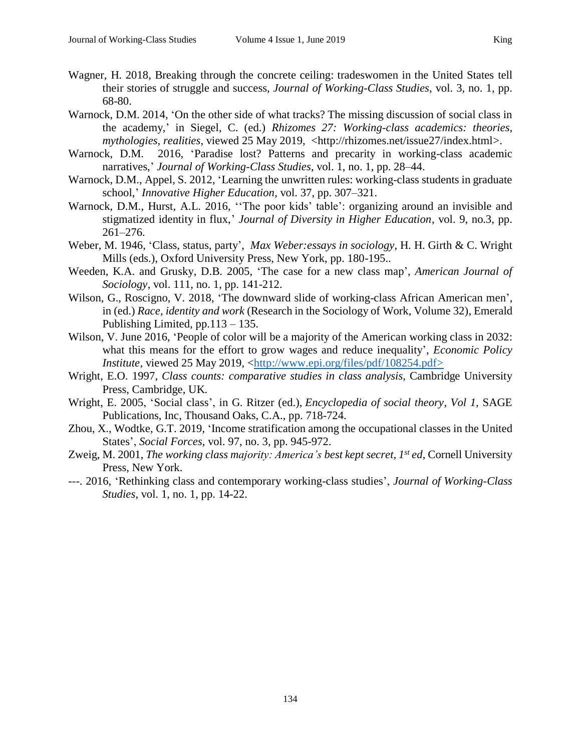Wagner, H. 2018, Breaking through the concrete ceiling: tradeswomen in the United States tell their stories of struggle and success, *Journal of Working-Class Studies*, vol. 3, no. 1, pp. 68-80.

Warnock, D.M. 2014, 'On the other side of what tracks? The missing discussion of social class in the academy,' in Siegel, C. (ed.) *Rhizomes 27: Working-class academics: theories, mythologies, realities*, viewed 25 May 2019, <http://rhizomes.net/issue27/index.html>.

Warnock, D.M. 2016, 'Paradise lost? Patterns and precarity in working-class academic narratives,' *Journal of Working-Class Studies*, vol. 1, no. 1, pp. 28–44.

Warnock, D.M., Appel, S. 2012, 'Learning the unwritten rules: working-class students in graduate school,' *Innovative Higher Education*, vol. 37, pp. 307–321.

Warnock, D.M., Hurst, A.L. 2016, ''The poor kids' table': organizing around an invisible and stigmatized identity in flux,' *Journal of Diversity in Higher Education*, vol. 9, no.3, pp. 261–276.

Weber, M. 1946, 'Class, status, party', *Max Weber:essays in sociology*, H. H. Girth & C. Wright Mills (eds.), Oxford University Press, New York, pp. 180-195..

Weeden, K.A. and Grusky, D.B. 2005, 'The case for a new class map', *American Journal of Sociology*, vol. 111, no. 1, pp. 141-212.

Wilson, G., Roscigno, V. 2018, 'The downward slide of working-class African American men', in (ed.) *Race, identity and work* (Research in the Sociology of Work, Volume 32), Emerald Publishing Limited, pp.113 – 135.

Wilson, V. June 2016, 'People of color will be a majority of the American working class in 2032: what this means for the effort to grow wages and reduce inequality', *Economic Policy Institute*, viewed 25 May 2019, <http://www.epi.org/files/pdf/108254.pdf>

Wright, E.O. 1997, *Class counts: comparative studies in class analysis*, Cambridge University Press, Cambridge, UK.

Wright, E. 2005, 'Social class', in G. Ritzer (ed.), *Encyclopedia of social theory, Vol 1*, SAGE Publications, Inc, Thousand Oaks, C.A., pp. 718-724.

Zhou, X., Wodtke, G.T. 2019, 'Income stratification among the occupational classes in the United States', *Social Forces*, vol. 97, no. 3, pp. 945-972.

Zweig, M. 2001, *The working class majority: America's best kept secret, 1st ed*, Cornell University Press, New York.

---. 2016, 'Rethinking class and contemporary working-class studies', *Journal of Working-Class Studies*, vol. 1, no. 1, pp. 14-22.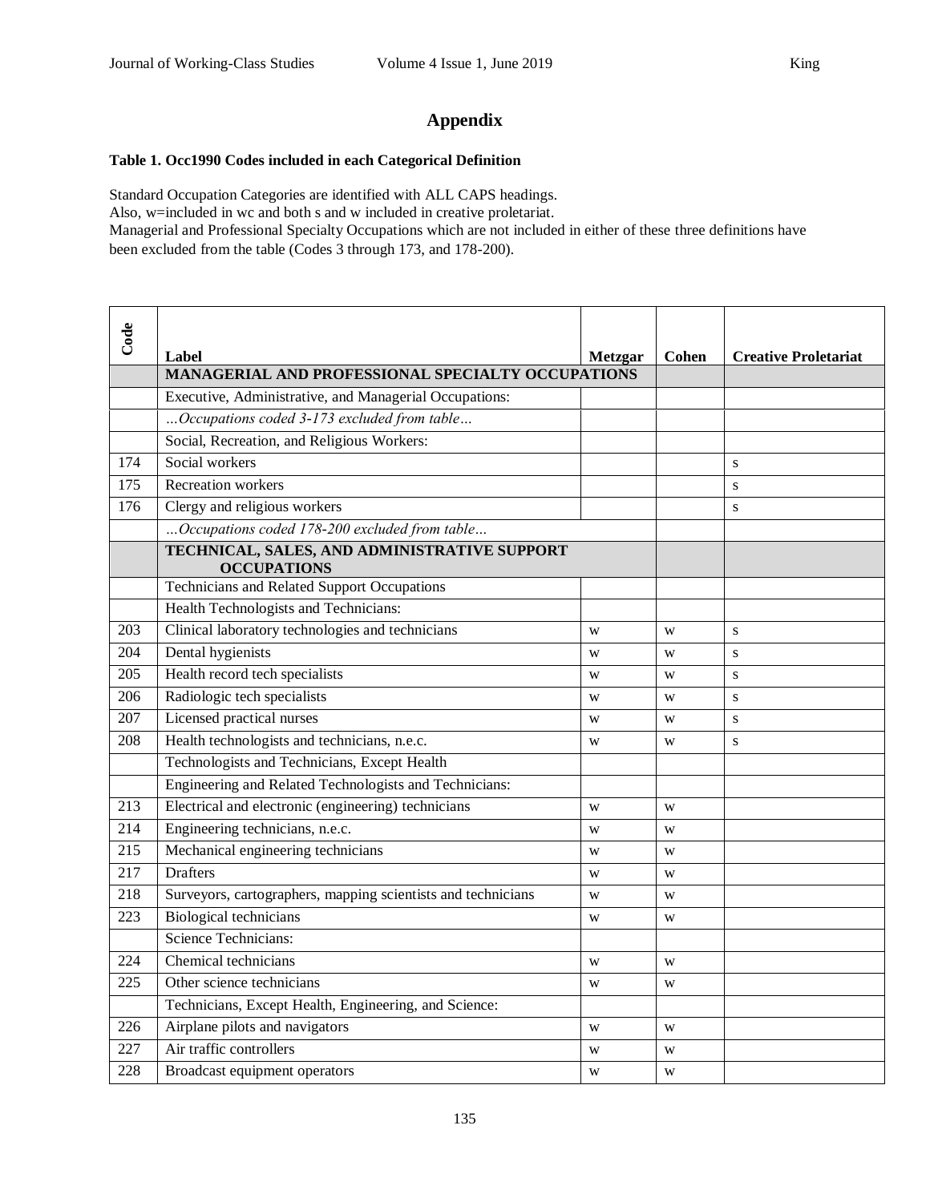# Appendix

**Table 1. Occ1990 Codes included in each Categorical Definition**

Standard Occupation Categories are identified with ALL CAPS headings.
Also, w=included in wc and both s and w included in creative proletariat.
Managerial and Professional Specialty Occupations which are not included in either of these three definitions have been excluded from the table (Codes 3 through 173, and 178-200).

| Code | Label | Metzgar | Cohen | Creative Proletariat |
|---|---|---|---|---|
| | **MANAGERIAL AND PROFESSIONAL SPECIALTY OCCUPATIONS** | | | |
| | Executive, Administrative, and Managerial Occupations: | | | |
| | *...Occupations coded 3-173 excluded from table...* | | | |
| | Social, Recreation, and Religious Workers: | | | |
| 174 | Social workers | | | s |
| 175 | Recreation workers | | | s |
| 176 | Clergy and religious workers | | | s |
| | *...Occupations coded 178-200 excluded from table...* | | | |
| | **TECHNICAL, SALES, AND ADMINISTRATIVE SUPPORT OCCUPATIONS** | | | |
| | Technicians and Related Support Occupations | | | |
| | Health Technologists and Technicians: | | | |
| 203 | Clinical laboratory technologies and technicians | w | w | s |
| 204 | Dental hygienists | w | w | s |
| 205 | Health record tech specialists | w | w | s |
| 206 | Radiologic tech specialists | w | w | s |
| 207 | Licensed practical nurses | w | w | s |
| 208 | Health technologists and technicians, n.e.c. | w | w | s |
| | Technologists and Technicians, Except Health | | | |
| | Engineering and Related Technologists and Technicians: | | | |
| 213 | Electrical and electronic (engineering) technicians | w | w | |
| 214 | Engineering technicians, n.e.c. | w | w | |
| 215 | Mechanical engineering technicians | w | w | |
| 217 | Drafters | w | w | |
| 218 | Surveyors, cartographers, mapping scientists and technicians | w | w | |
| 223 | Biological technicians | w | w | |
| | Science Technicians: | | | |
| 224 | Chemical technicians | w | w | |
| 225 | Other science technicians | w | w | |
| | Technicians, Except Health, Engineering, and Science: | | | |
| 226 | Airplane pilots and navigators | w | w | |
| 227 | Air traffic controllers | w | w | |
| 228 | Broadcast equipment operators | w | w | |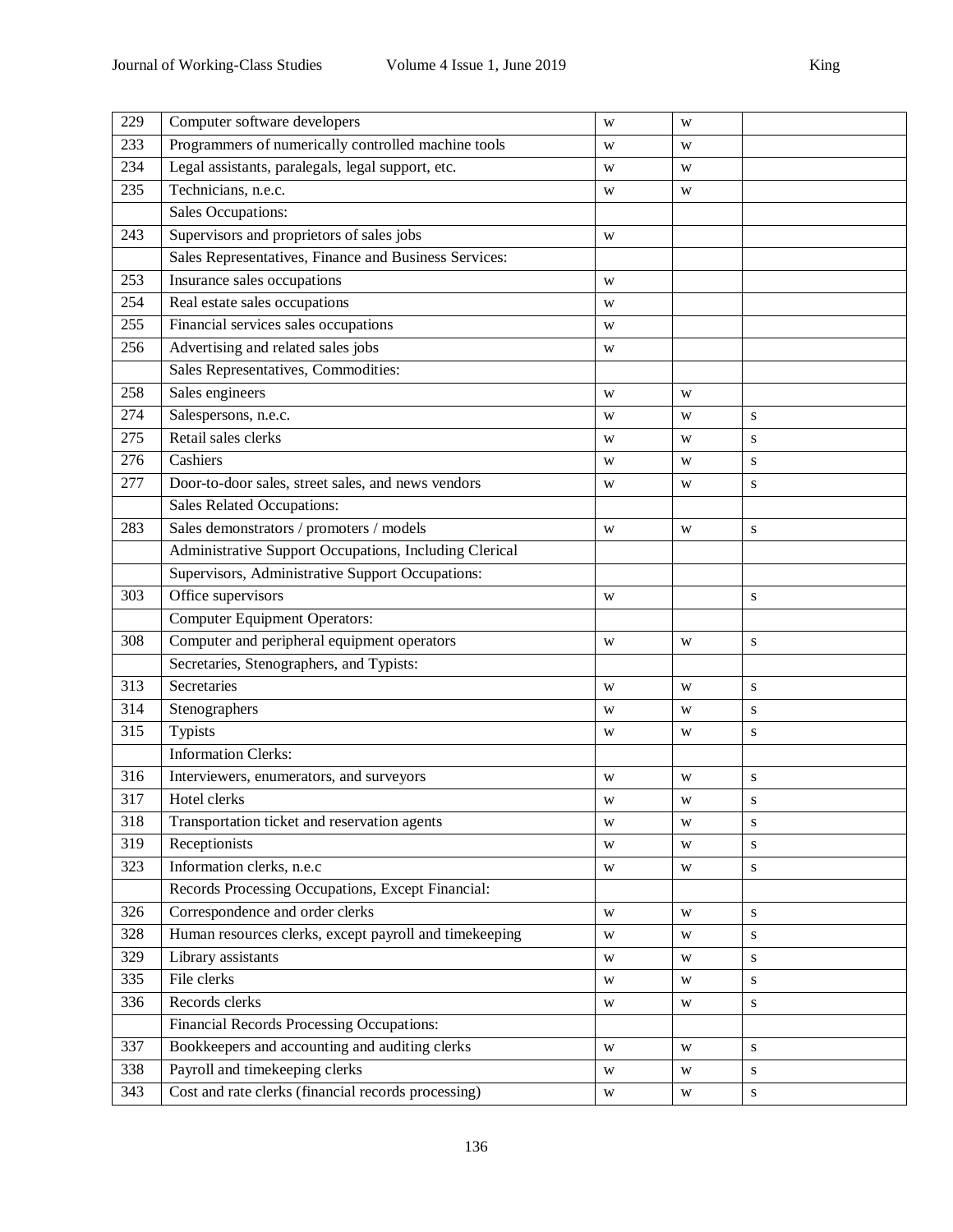| 229 | Computer software developers | w | w | |
|---|---|---|---|---|
| 233 | Programmers of numerically controlled machine tools | w | w | |
| 234 | Legal assistants, paralegals, legal support, etc. | w | w | |
| 235 | Technicians, n.e.c. | w | w | |
| | Sales Occupations: | | | |
| 243 | Supervisors and proprietors of sales jobs | w | | |
| | Sales Representatives, Finance and Business Services: | | | |
| 253 | Insurance sales occupations | w | | |
| 254 | Real estate sales occupations | w | | |
| 255 | Financial services sales occupations | w | | |
| 256 | Advertising and related sales jobs | w | | |
| | Sales Representatives, Commodities: | | | |
| 258 | Sales engineers | w | w | |
| 274 | Salespersons, n.e.c. | w | w | s |
| 275 | Retail sales clerks | w | w | s |
| 276 | Cashiers | w | w | s |
| 277 | Door-to-door sales, street sales, and news vendors | w | w | s |
| | Sales Related Occupations: | | | |
| 283 | Sales demonstrators / promoters / models | w | w | s |
| | Administrative Support Occupations, Including Clerical | | | |
| | Supervisors, Administrative Support Occupations: | | | |
| 303 | Office supervisors | w | | s |
| | Computer Equipment Operators: | | | |
| 308 | Computer and peripheral equipment operators | w | w | s |
| | Secretaries, Stenographers, and Typists: | | | |
| 313 | Secretaries | w | w | s |
| 314 | Stenographers | w | w | s |
| 315 | Typists | w | w | s |
| | Information Clerks: | | | |
| 316 | Interviewers, enumerators, and surveyors | w | w | s |
| 317 | Hotel clerks | w | w | s |
| 318 | Transportation ticket and reservation agents | w | w | s |
| 319 | Receptionists | w | w | s |
| 323 | Information clerks, n.e.c | w | w | s |
| | Records Processing Occupations, Except Financial: | | | |
| 326 | Correspondence and order clerks | w | w | s |
| 328 | Human resources clerks, except payroll and timekeeping | w | w | s |
| 329 | Library assistants | w | w | s |
| 335 | File clerks | w | w | s |
| 336 | Records clerks | w | w | s |
| | Financial Records Processing Occupations: | | | |
| 337 | Bookkeepers and accounting and auditing clerks | w | w | s |
| 338 | Payroll and timekeeping clerks | w | w | s |
| 343 | Cost and rate clerks (financial records processing) | w | w | s |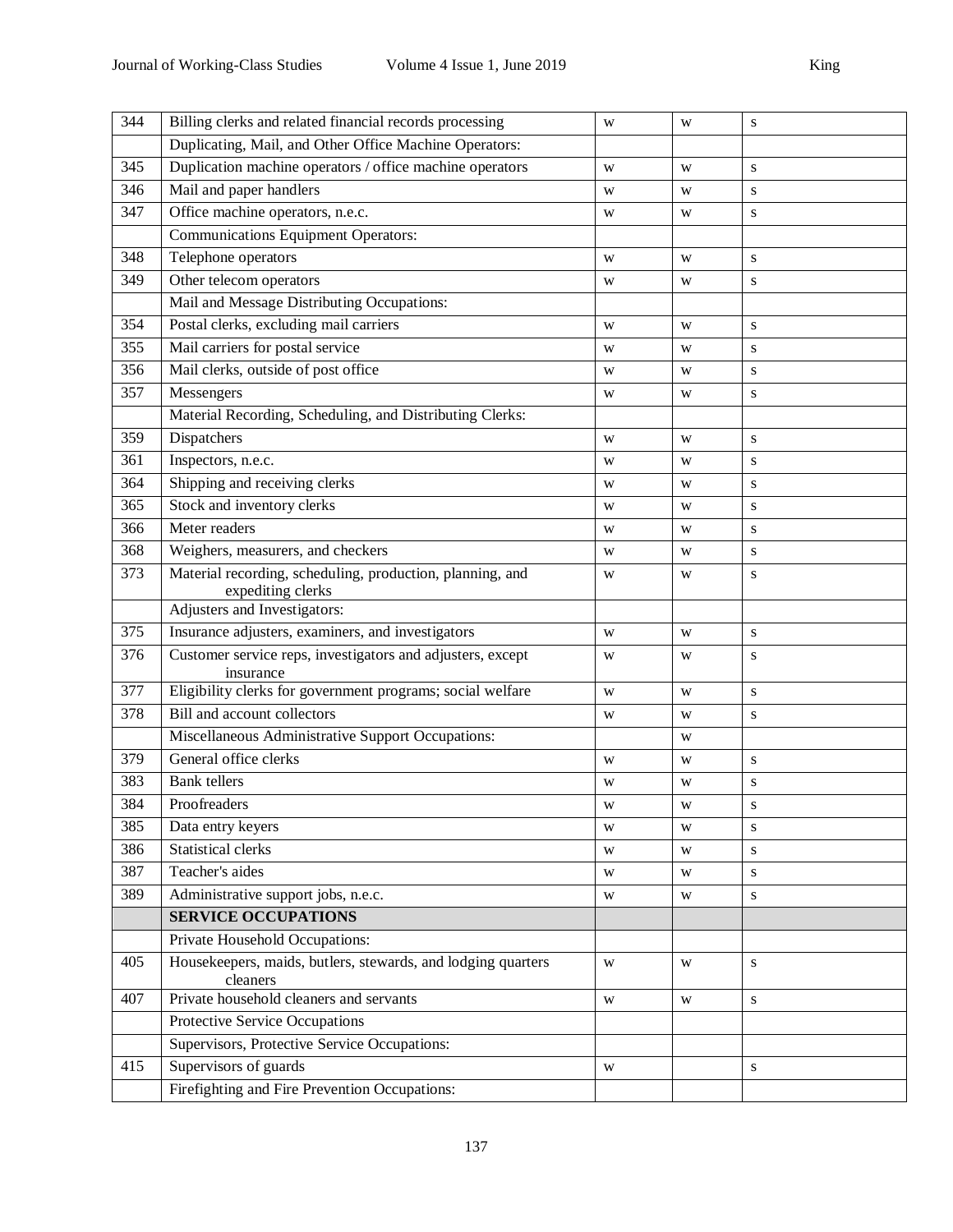| 344 | Billing clerks and related financial records processing | w | w | s |
|---|---|---|---|---|
| | Duplicating, Mail, and Other Office Machine Operators: | | | |
| 345 | Duplication machine operators / office machine operators | w | w | s |
| 346 | Mail and paper handlers | w | w | s |
| 347 | Office machine operators, n.e.c. | w | w | s |
| | Communications Equipment Operators: | | | |
| 348 | Telephone operators | w | w | s |
| 349 | Other telecom operators | w | w | s |
| | Mail and Message Distributing Occupations: | | | |
| 354 | Postal clerks, excluding mail carriers | w | w | s |
| 355 | Mail carriers for postal service | w | w | s |
| 356 | Mail clerks, outside of post office | w | w | s |
| 357 | Messengers | w | w | s |
| | Material Recording, Scheduling, and Distributing Clerks: | | | |
| 359 | Dispatchers | w | w | s |
| 361 | Inspectors, n.e.c. | w | w | s |
| 364 | Shipping and receiving clerks | w | w | s |
| 365 | Stock and inventory clerks | w | w | s |
| 366 | Meter readers | w | w | s |
| 368 | Weighers, measurers, and checkers | w | w | s |
| 373 | Material recording, scheduling, production, planning, and expediting clerks | w | w | s |
| | Adjusters and Investigators: | | | |
| 375 | Insurance adjusters, examiners, and investigators | w | w | s |
| 376 | Customer service reps, investigators and adjusters, except insurance | w | w | s |
| 377 | Eligibility clerks for government programs; social welfare | w | w | s |
| 378 | Bill and account collectors | w | w | s |
| | Miscellaneous Administrative Support Occupations: | | w | |
| 379 | General office clerks | w | w | s |
| 383 | Bank tellers | w | w | s |
| 384 | Proofreaders | w | w | s |
| 385 | Data entry keyers | w | w | s |
| 386 | Statistical clerks | w | w | s |
| 387 | Teacher's aides | w | w | s |
| 389 | Administrative support jobs, n.e.c. | w | w | s |
| | **SERVICE OCCUPATIONS** | | | |
| | Private Household Occupations: | | | |
| 405 | Housekeepers, maids, butlers, stewards, and lodging quarters cleaners | w | w | s |
| 407 | Private household cleaners and servants | w | w | s |
| | Protective Service Occupations | | | |
| | Supervisors, Protective Service Occupations: | | | |
| 415 | Supervisors of guards | w | | s |
| | Firefighting and Fire Prevention Occupations: | | | |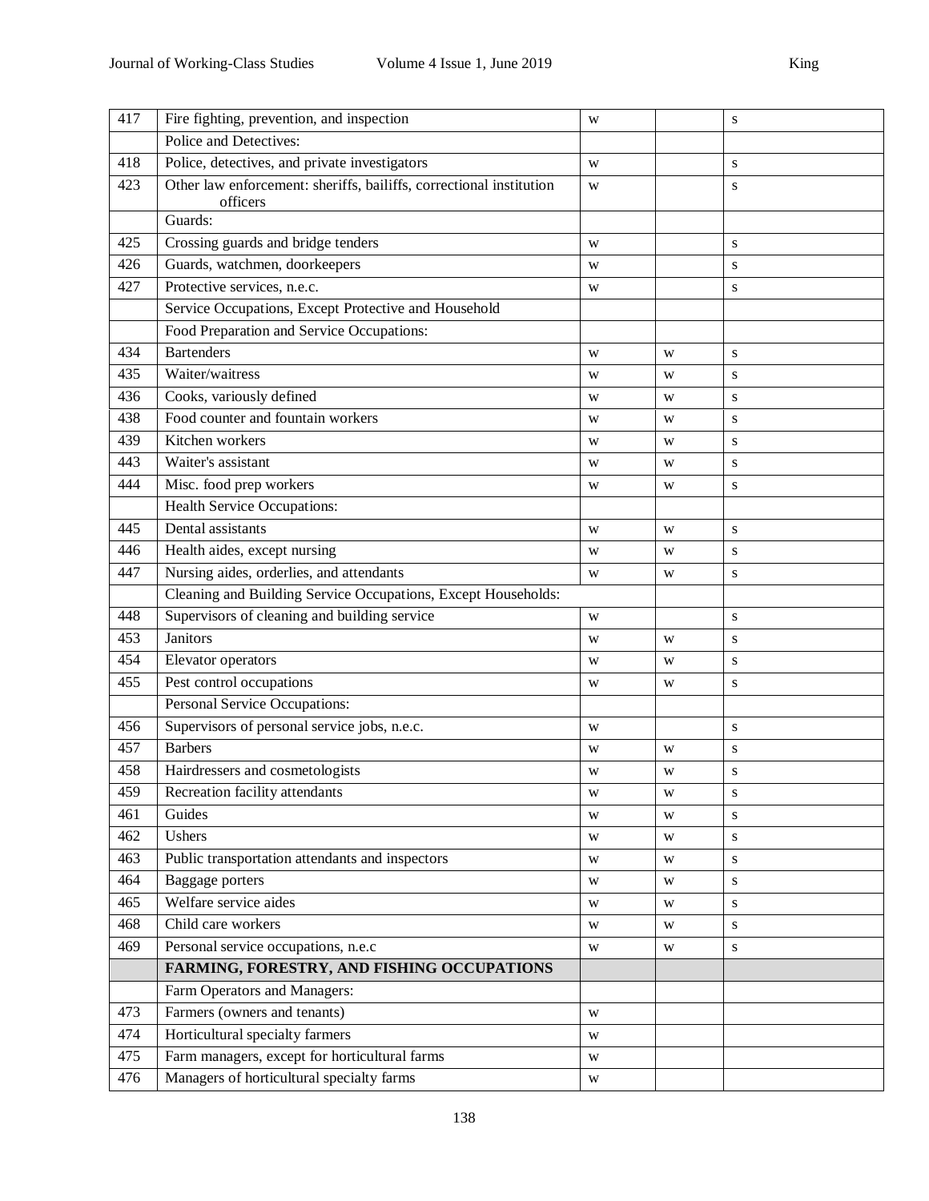| | | | | |
|---|---|---|---|---|
| 417 | Fire fighting, prevention, and inspection | w | | s |
| | Police and Detectives: | | | |
| 418 | Police, detectives, and private investigators | w | | s |
| 423 | Other law enforcement: sheriffs, bailiffs, correctional institution officers | w | | s |
| | Guards: | | | |
| 425 | Crossing guards and bridge tenders | w | | s |
| 426 | Guards, watchmen, doorkeepers | w | | s |
| 427 | Protective services, n.e.c. | w | | s |
| | Service Occupations, Except Protective and Household | | | |
| | Food Preparation and Service Occupations: | | | |
| 434 | Bartenders | w | w | s |
| 435 | Waiter/waitress | w | w | s |
| 436 | Cooks, variously defined | w | w | s |
| 438 | Food counter and fountain workers | w | w | s |
| 439 | Kitchen workers | w | w | s |
| 443 | Waiter's assistant | w | w | s |
| 444 | Misc. food prep workers | w | w | s |
| | Health Service Occupations: | | | |
| 445 | Dental assistants | w | w | s |
| 446 | Health aides, except nursing | w | w | s |
| 447 | Nursing aides, orderlies, and attendants | w | w | s |
| | Cleaning and Building Service Occupations, Except Households: | | | |
| 448 | Supervisors of cleaning and building service | w | | s |
| 453 | Janitors | w | w | s |
| 454 | Elevator operators | w | w | s |
| 455 | Pest control occupations | w | w | s |
| | Personal Service Occupations: | | | |
| 456 | Supervisors of personal service jobs, n.e.c. | w | | s |
| 457 | Barbers | w | w | s |
| 458 | Hairdressers and cosmetologists | w | w | s |
| 459 | Recreation facility attendants | w | w | s |
| 461 | Guides | w | w | s |
| 462 | Ushers | w | w | s |
| 463 | Public transportation attendants and inspectors | w | w | s |
| 464 | Baggage porters | w | w | s |
| 465 | Welfare service aides | w | w | s |
| 468 | Child care workers | w | w | s |
| 469 | Personal service occupations, n.e.c | w | w | s |
| | **FARMING, FORESTRY, AND FISHING OCCUPATIONS** | | | |
| | Farm Operators and Managers: | | | |
| 473 | Farmers (owners and tenants) | w | | |
| 474 | Horticultural specialty farmers | w | | |
| 475 | Farm managers, except for horticultural farms | w | | |
| 476 | Managers of horticultural specialty farms | w | | |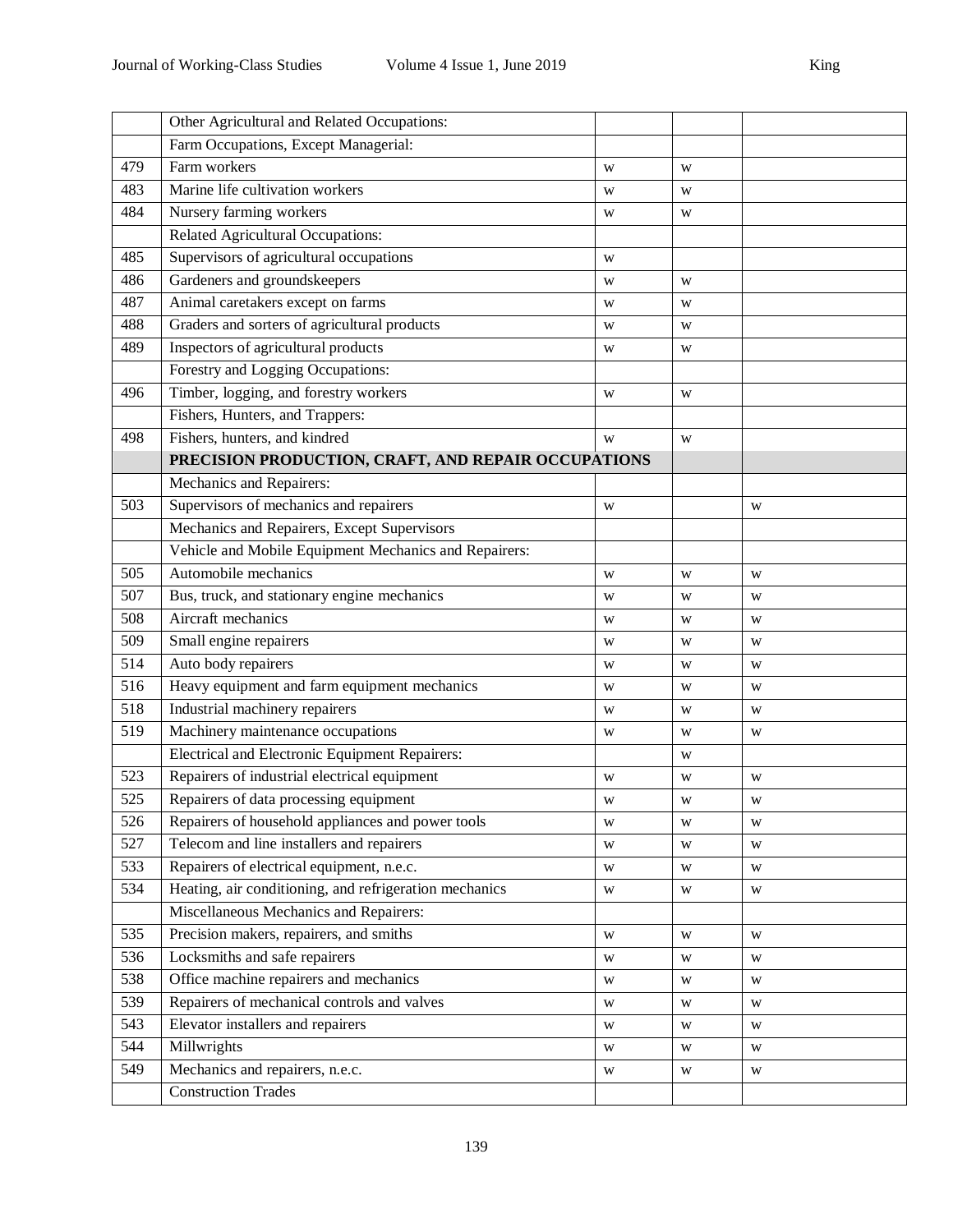| | | | | |
|---|---|---|---|---|
| | Other Agricultural and Related Occupations: | | | |
| | Farm Occupations, Except Managerial: | | | |
| 479 | Farm workers | w | w | |
| 483 | Marine life cultivation workers | w | w | |
| 484 | Nursery farming workers | w | w | |
| | Related Agricultural Occupations: | | | |
| 485 | Supervisors of agricultural occupations | w | | |
| 486 | Gardeners and groundskeepers | w | w | |
| 487 | Animal caretakers except on farms | w | w | |
| 488 | Graders and sorters of agricultural products | w | w | |
| 489 | Inspectors of agricultural products | w | w | |
| | Forestry and Logging Occupations: | | | |
| 496 | Timber, logging, and forestry workers | w | w | |
| | Fishers, Hunters, and Trappers: | | | |
| 498 | Fishers, hunters, and kindred | w | w | |
| | **PRECISION PRODUCTION, CRAFT, AND REPAIR OCCUPATIONS** | | | |
| | Mechanics and Repairers: | | | |
| 503 | Supervisors of mechanics and repairers | w | | w |
| | Mechanics and Repairers, Except Supervisors | | | |
| | Vehicle and Mobile Equipment Mechanics and Repairers: | | | |
| 505 | Automobile mechanics | w | w | w |
| 507 | Bus, truck, and stationary engine mechanics | w | w | w |
| 508 | Aircraft mechanics | w | w | w |
| 509 | Small engine repairers | w | w | w |
| 514 | Auto body repairers | w | w | w |
| 516 | Heavy equipment and farm equipment mechanics | w | w | w |
| 518 | Industrial machinery repairers | w | w | w |
| 519 | Machinery maintenance occupations | w | w | w |
| | Electrical and Electronic Equipment Repairers: | | w | |
| 523 | Repairers of industrial electrical equipment | w | w | w |
| 525 | Repairers of data processing equipment | w | w | w |
| 526 | Repairers of household appliances and power tools | w | w | w |
| 527 | Telecom and line installers and repairers | w | w | w |
| 533 | Repairers of electrical equipment, n.e.c. | w | w | w |
| 534 | Heating, air conditioning, and refrigeration mechanics | w | w | w |
| | Miscellaneous Mechanics and Repairers: | | | |
| 535 | Precision makers, repairers, and smiths | w | w | w |
| 536 | Locksmiths and safe repairers | w | w | w |
| 538 | Office machine repairers and mechanics | w | w | w |
| 539 | Repairers of mechanical controls and valves | w | w | w |
| 543 | Elevator installers and repairers | w | w | w |
| 544 | Millwrights | w | w | w |
| 549 | Mechanics and repairers, n.e.c. | w | w | w |
| | Construction Trades | | | |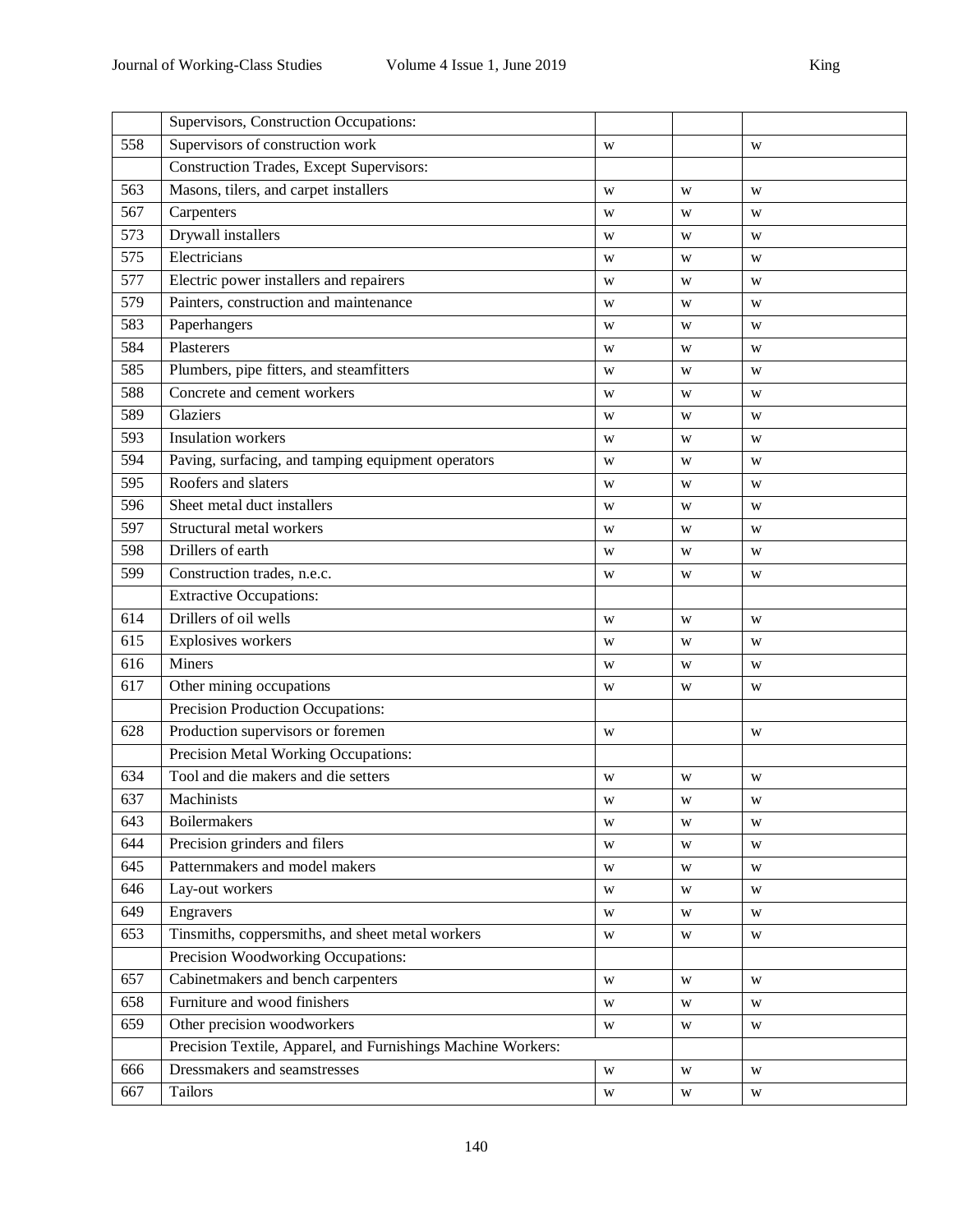| | | | | |
|---|---|---|---|---|
| | Supervisors, Construction Occupations: | | | |
| 558 | Supervisors of construction work | w | | w |
| | Construction Trades, Except Supervisors: | | | |
| 563 | Masons, tilers, and carpet installers | w | w | w |
| 567 | Carpenters | w | w | w |
| 573 | Drywall installers | w | w | w |
| 575 | Electricians | w | w | w |
| 577 | Electric power installers and repairers | w | w | w |
| 579 | Painters, construction and maintenance | w | w | w |
| 583 | Paperhangers | w | w | w |
| 584 | Plasterers | w | w | w |
| 585 | Plumbers, pipe fitters, and steamfitters | w | w | w |
| 588 | Concrete and cement workers | w | w | w |
| 589 | Glaziers | w | w | w |
| 593 | Insulation workers | w | w | w |
| 594 | Paving, surfacing, and tamping equipment operators | w | w | w |
| 595 | Roofers and slaters | w | w | w |
| 596 | Sheet metal duct installers | w | w | w |
| 597 | Structural metal workers | w | w | w |
| 598 | Drillers of earth | w | w | w |
| 599 | Construction trades, n.e.c. | w | w | w |
| | Extractive Occupations: | | | |
| 614 | Drillers of oil wells | w | w | w |
| 615 | Explosives workers | w | w | w |
| 616 | Miners | w | w | w |
| 617 | Other mining occupations | w | w | w |
| | Precision Production Occupations: | | | |
| 628 | Production supervisors or foremen | w | | w |
| | Precision Metal Working Occupations: | | | |
| 634 | Tool and die makers and die setters | w | w | w |
| 637 | Machinists | w | w | w |
| 643 | Boilermakers | w | w | w |
| 644 | Precision grinders and filers | w | w | w |
| 645 | Patternmakers and model makers | w | w | w |
| 646 | Lay-out workers | w | w | w |
| 649 | Engravers | w | w | w |
| 653 | Tinsmiths, coppersmiths, and sheet metal workers | w | w | w |
| | Precision Woodworking Occupations: | | | |
| 657 | Cabinetmakers and bench carpenters | w | w | w |
| 658 | Furniture and wood finishers | w | w | w |
| 659 | Other precision woodworkers | w | w | w |
| | Precision Textile, Apparel, and Furnishings Machine Workers: | | | |
| 666 | Dressmakers and seamstresses | w | w | w |
| 667 | Tailors | w | w | w |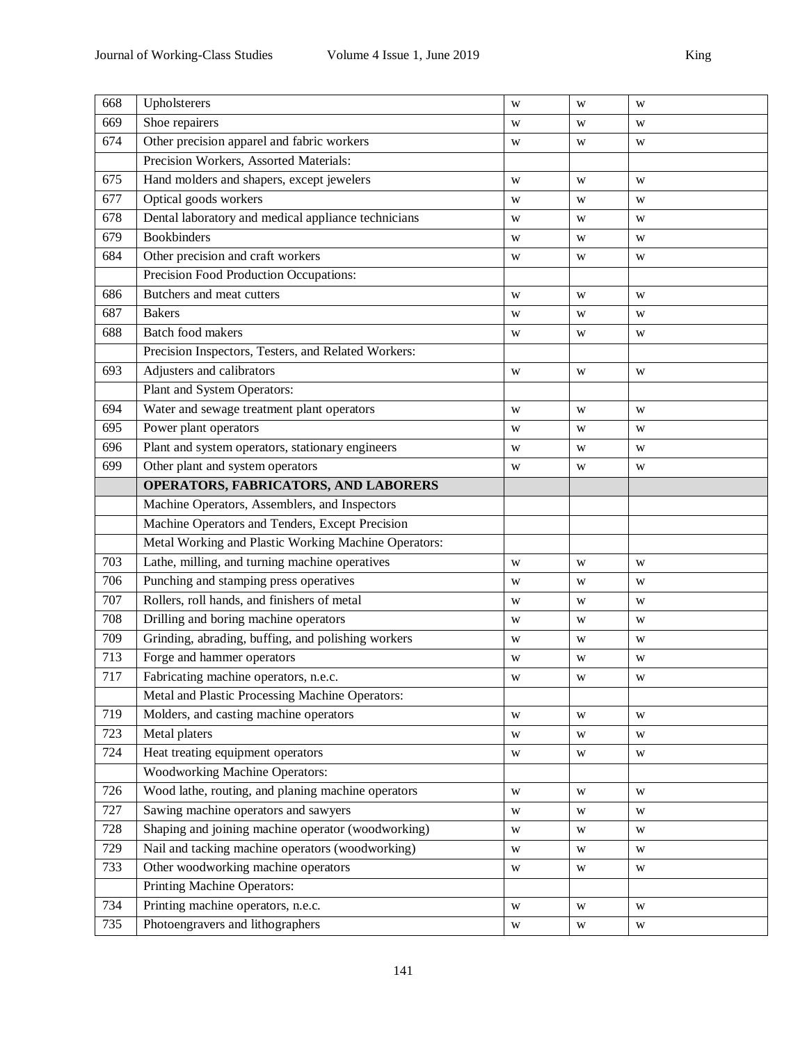| | | | | |
|---|---|---|---|---|
| 668 | Upholsterers | w | w | w |
| 669 | Shoe repairers | w | w | w |
| 674 | Other precision apparel and fabric workers | w | w | w |
| | Precision Workers, Assorted Materials: | | | |
| 675 | Hand molders and shapers, except jewelers | w | w | w |
| 677 | Optical goods workers | w | w | w |
| 678 | Dental laboratory and medical appliance technicians | w | w | w |
| 679 | Bookbinders | w | w | w |
| 684 | Other precision and craft workers | w | w | w |
| | Precision Food Production Occupations: | | | |
| 686 | Butchers and meat cutters | w | w | w |
| 687 | Bakers | w | w | w |
| 688 | Batch food makers | w | w | w |
| | Precision Inspectors, Testers, and Related Workers: | | | |
| 693 | Adjusters and calibrators | w | w | w |
| | Plant and System Operators: | | | |
| 694 | Water and sewage treatment plant operators | w | w | w |
| 695 | Power plant operators | w | w | w |
| 696 | Plant and system operators, stationary engineers | w | w | w |
| 699 | Other plant and system operators | w | w | w |
| | **OPERATORS, FABRICATORS, AND LABORERS** | | | |
| | Machine Operators, Assemblers, and Inspectors | | | |
| | Machine Operators and Tenders, Except Precision | | | |
| | Metal Working and Plastic Working Machine Operators: | | | |
| 703 | Lathe, milling, and turning machine operatives | w | w | w |
| 706 | Punching and stamping press operatives | w | w | w |
| 707 | Rollers, roll hands, and finishers of metal | w | w | w |
| 708 | Drilling and boring machine operators | w | w | w |
| 709 | Grinding, abrading, buffing, and polishing workers | w | w | w |
| 713 | Forge and hammer operators | w | w | w |
| 717 | Fabricating machine operators, n.e.c. | w | w | w |
| | Metal and Plastic Processing Machine Operators: | | | |
| 719 | Molders, and casting machine operators | w | w | w |
| 723 | Metal platers | w | w | w |
| 724 | Heat treating equipment operators | w | w | w |
| | Woodworking Machine Operators: | | | |
| 726 | Wood lathe, routing, and planing machine operators | w | w | w |
| 727 | Sawing machine operators and sawyers | w | w | w |
| 728 | Shaping and joining machine operator (woodworking) | w | w | w |
| 729 | Nail and tacking machine operators (woodworking) | w | w | w |
| 733 | Other woodworking machine operators | w | w | w |
| | Printing Machine Operators: | | | |
| 734 | Printing machine operators, n.e.c. | w | w | w |
| 735 | Photoengravers and lithographers | w | w | w |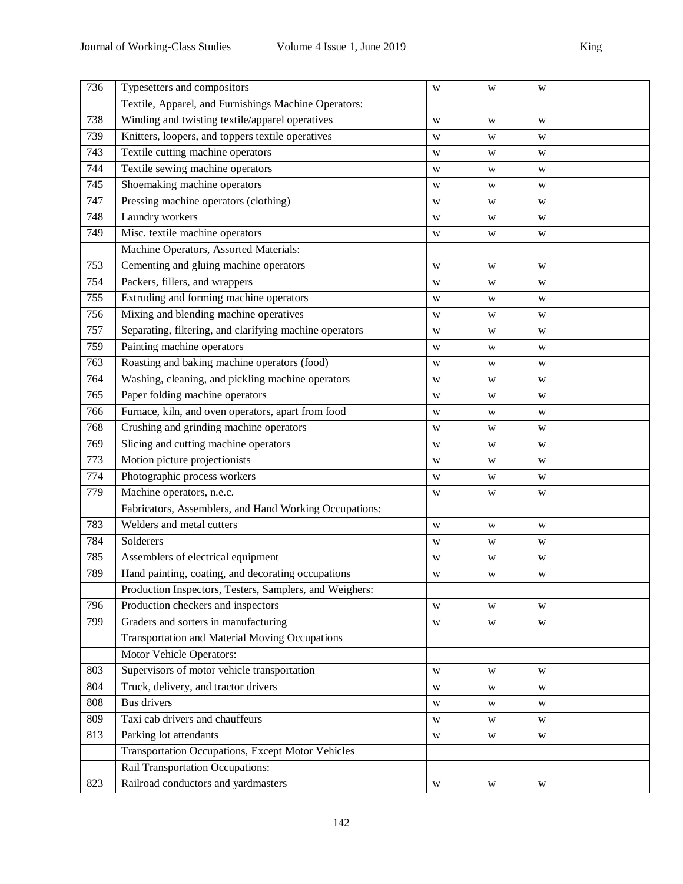| 736 | Typesetters and compositors | w | w | w |
|---|---|---|---|---|
| | Textile, Apparel, and Furnishings Machine Operators: | | | |
| 738 | Winding and twisting textile/apparel operatives | w | w | w |
| 739 | Knitters, loopers, and toppers textile operatives | w | w | w |
| 743 | Textile cutting machine operators | w | w | w |
| 744 | Textile sewing machine operators | w | w | w |
| 745 | Shoemaking machine operators | w | w | w |
| 747 | Pressing machine operators (clothing) | w | w | w |
| 748 | Laundry workers | w | w | w |
| 749 | Misc. textile machine operators | w | w | w |
| | Machine Operators, Assorted Materials: | | | |
| 753 | Cementing and gluing machine operators | w | w | w |
| 754 | Packers, fillers, and wrappers | w | w | w |
| 755 | Extruding and forming machine operators | w | w | w |
| 756 | Mixing and blending machine operatives | w | w | w |
| 757 | Separating, filtering, and clarifying machine operators | w | w | w |
| 759 | Painting machine operators | w | w | w |
| 763 | Roasting and baking machine operators (food) | w | w | w |
| 764 | Washing, cleaning, and pickling machine operators | w | w | w |
| 765 | Paper folding machine operators | w | w | w |
| 766 | Furnace, kiln, and oven operators, apart from food | w | w | w |
| 768 | Crushing and grinding machine operators | w | w | w |
| 769 | Slicing and cutting machine operators | w | w | w |
| 773 | Motion picture projectionists | w | w | w |
| 774 | Photographic process workers | w | w | w |
| 779 | Machine operators, n.e.c. | w | w | w |
| | Fabricators, Assemblers, and Hand Working Occupations: | | | |
| 783 | Welders and metal cutters | w | w | w |
| 784 | Solderers | w | w | w |
| 785 | Assemblers of electrical equipment | w | w | w |
| 789 | Hand painting, coating, and decorating occupations | w | w | w |
| | Production Inspectors, Testers, Samplers, and Weighers: | | | |
| 796 | Production checkers and inspectors | w | w | w |
| 799 | Graders and sorters in manufacturing | w | w | w |
| | Transportation and Material Moving Occupations | | | |
| | Motor Vehicle Operators: | | | |
| 803 | Supervisors of motor vehicle transportation | w | w | w |
| 804 | Truck, delivery, and tractor drivers | w | w | w |
| 808 | Bus drivers | w | w | w |
| 809 | Taxi cab drivers and chauffeurs | w | w | w |
| 813 | Parking lot attendants | w | w | w |
| | Transportation Occupations, Except Motor Vehicles | | | |
| | Rail Transportation Occupations: | | | |
| 823 | Railroad conductors and yardmasters | w | w | w |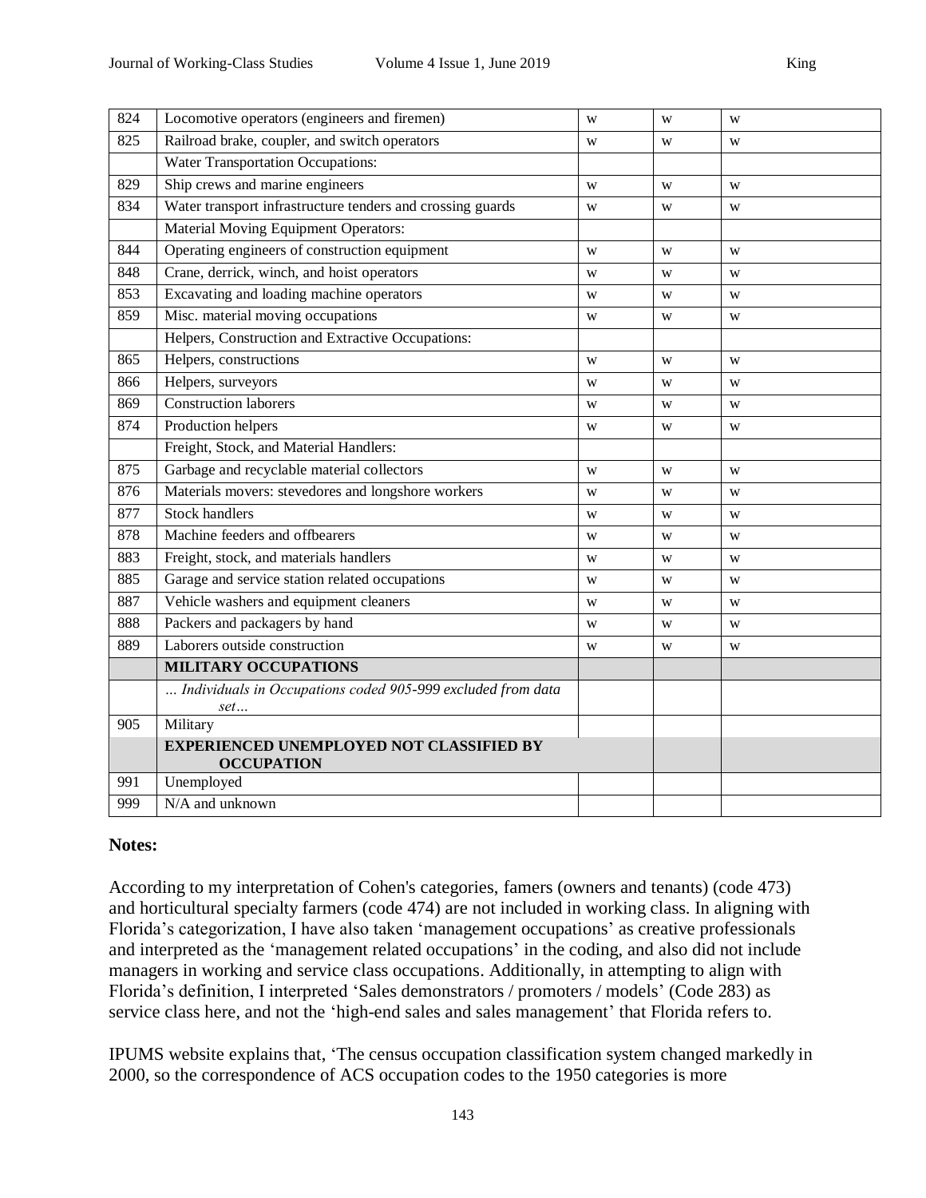| 824 | Locomotive operators (engineers and firemen) | w | w | w |
|---|---|---|---|---|
| 825 | Railroad brake, coupler, and switch operators | w | w | w |
| | Water Transportation Occupations: | | | |
| 829 | Ship crews and marine engineers | w | w | w |
| 834 | Water transport infrastructure tenders and crossing guards | w | w | w |
| | Material Moving Equipment Operators: | | | |
| 844 | Operating engineers of construction equipment | w | w | w |
| 848 | Crane, derrick, winch, and hoist operators | w | w | w |
| 853 | Excavating and loading machine operators | w | w | w |
| 859 | Misc. material moving occupations | w | w | w |
| | Helpers, Construction and Extractive Occupations: | | | |
| 865 | Helpers, constructions | w | w | w |
| 866 | Helpers, surveyors | w | w | w |
| 869 | Construction laborers | w | w | w |
| 874 | Production helpers | w | w | w |
| | Freight, Stock, and Material Handlers: | | | |
| 875 | Garbage and recyclable material collectors | w | w | w |
| 876 | Materials movers: stevedores and longshore workers | w | w | w |
| 877 | Stock handlers | w | w | w |
| 878 | Machine feeders and offbearers | w | w | w |
| 883 | Freight, stock, and materials handlers | w | w | w |
| 885 | Garage and service station related occupations | w | w | w |
| 887 | Vehicle washers and equipment cleaners | w | w | w |
| 888 | Packers and packagers by hand | w | w | w |
| 889 | Laborers outside construction | w | w | w |
| | **MILITARY OCCUPATIONS** | | | |
| | *… Individuals in Occupations coded 905-999 excluded from data set…* | | | |
| 905 | Military | | | |
| | **EXPERIENCED UNEMPLOYED NOT CLASSIFIED BY OCCUPATION** | | | |
| 991 | Unemployed | | | |
| 999 | N/A and unknown | | | |

**Notes:**

According to my interpretation of Cohen's categories, famers (owners and tenants) (code 473) and horticultural specialty farmers (code 474) are not included in working class. In aligning with Florida's categorization, I have also taken 'management occupations' as creative professionals and interpreted as the 'management related occupations' in the coding, and also did not include managers in working and service class occupations. Additionally, in attempting to align with Florida's definition, I interpreted 'Sales demonstrators / promoters / models' (Code 283) as service class here, and not the 'high-end sales and sales management' that Florida refers to.

IPUMS website explains that, 'The census occupation classification system changed markedly in 2000, so the correspondence of ACS occupation codes to the 1950 categories is more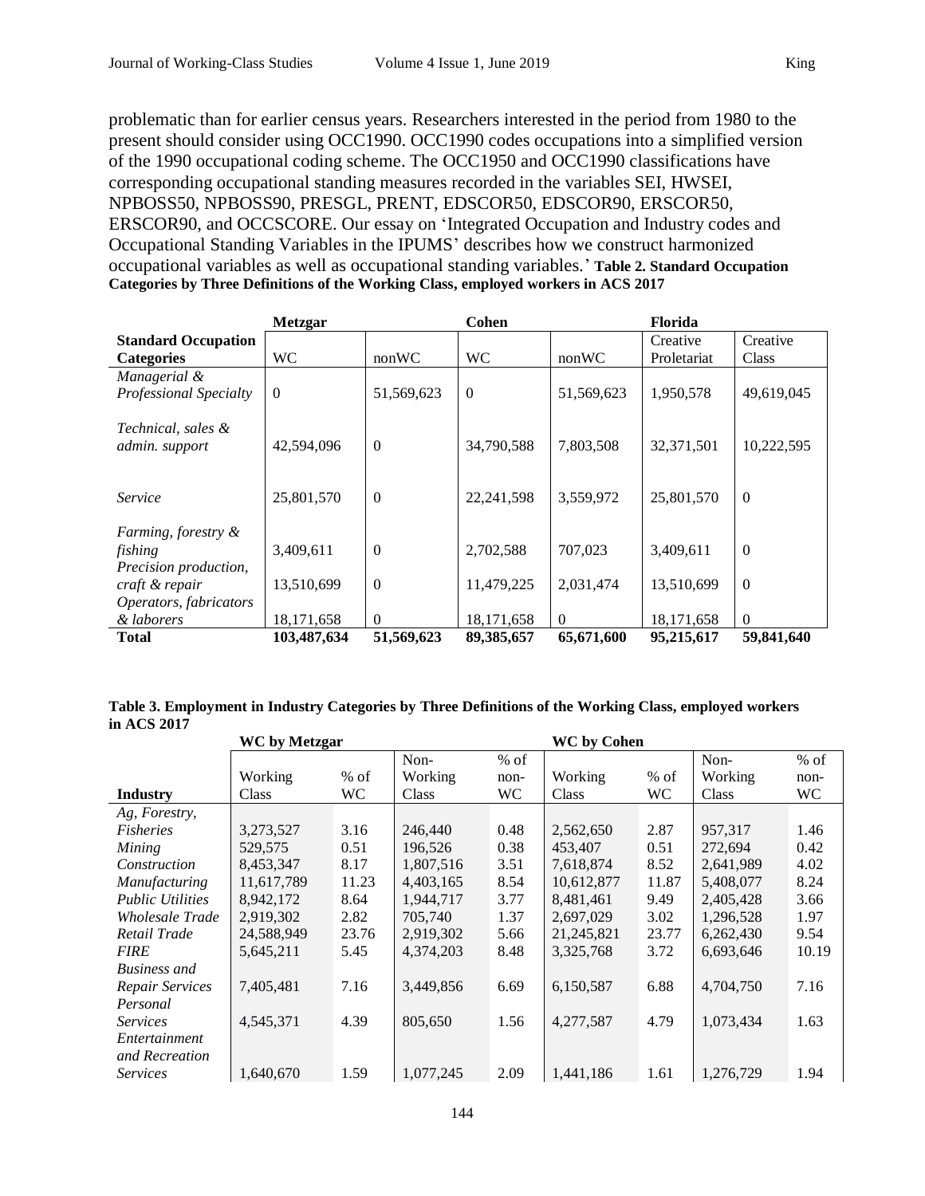problematic than for earlier census years. Researchers interested in the period from 1980 to the present should consider using OCC1990. OCC1990 codes occupations into a simplified version of the 1990 occupational coding scheme. The OCC1950 and OCC1990 classifications have corresponding occupational standing measures recorded in the variables SEI, HWSEI, NPBOSS50, NPBOSS90, PRESGL, PRENT, EDSCOR50, EDSCOR90, ERSCOR50, ERSCOR90, and OCCSCORE. Our essay on 'Integrated Occupation and Industry codes and Occupational Standing Variables in the IPUMS' describes how we construct harmonized occupational variables as well as occupational standing variables.' **Table 2. Standard Occupation Categories by Three Definitions of the Working Class, employed workers in ACS 2017**

| | **Metzgar** | | **Cohen** | | **Florida** | |
|---|---|---|---|---|---|---|
| **Standard Occupation Categories** | WC | nonWC | WC | nonWC | Creative Proletariat | Creative Class |
| *Managerial & Professional Specialty* | 0 | 51,569,623 | 0 | 51,569,623 | 1,950,578 | 49,619,045 |
| *Technical, sales & admin. support* | 42,594,096 | 0 | 34,790,588 | 7,803,508 | 32,371,501 | 10,222,595 |
| *Service* | 25,801,570 | 0 | 22,241,598 | 3,559,972 | 25,801,570 | 0 |
| *Farming, forestry & fishing* | 3,409,611 | 0 | 2,702,588 | 707,023 | 3,409,611 | 0 |
| *Precision production, craft & repair* | 13,510,699 | 0 | 11,479,225 | 2,031,474 | 13,510,699 | 0 |
| *Operators, fabricators & laborers* | 18,171,658 | 0 | 18,171,658 | 0 | 18,171,658 | 0 |
| **Total** | **103,487,634** | **51,569,623** | **89,385,657** | **65,671,600** | **95,215,617** | **59,841,640** |

**Table 3. Employment in Industry Categories by Three Definitions of the Working Class, employed workers in ACS 2017**

| | **WC by Metzgar** | | | | **WC by Cohen** | | | |
|---|---|---|---|---|---|---|---|---|
| **Industry** | Working Class | % of WC | Non-Working Class | % of non-WC | Working Class | % of WC | Non-Working Class | % of non-WC |
| *Ag, Forestry, Fisheries* | 3,273,527 | 3.16 | 246,440 | 0.48 | 2,562,650 | 2.87 | 957,317 | 1.46 |
| *Mining* | 529,575 | 0.51 | 196,526 | 0.38 | 453,407 | 0.51 | 272,694 | 0.42 |
| *Construction* | 8,453,347 | 8.17 | 1,807,516 | 3.51 | 7,618,874 | 8.52 | 2,641,989 | 4.02 |
| *Manufacturing* | 11,617,789 | 11.23 | 4,403,165 | 8.54 | 10,612,877 | 11.87 | 5,408,077 | 8.24 |
| *Public Utilities* | 8,942,172 | 8.64 | 1,944,717 | 3.77 | 8,481,461 | 9.49 | 2,405,428 | 3.66 |
| *Wholesale Trade* | 2,919,302 | 2.82 | 705,740 | 1.37 | 2,697,029 | 3.02 | 1,296,528 | 1.97 |
| *Retail Trade* | 24,588,949 | 23.76 | 2,919,302 | 5.66 | 21,245,821 | 23.77 | 6,262,430 | 9.54 |
| *FIRE* | 5,645,211 | 5.45 | 4,374,203 | 8.48 | 3,325,768 | 3.72 | 6,693,646 | 10.19 |
| *Business and Repair Services* | 7,405,481 | 7.16 | 3,449,856 | 6.69 | 6,150,587 | 6.88 | 4,704,750 | 7.16 |
| *Personal Services* | 4,545,371 | 4.39 | 805,650 | 1.56 | 4,277,587 | 4.79 | 1,073,434 | 1.63 |
| *Entertainment and Recreation Services* | 1,640,670 | 1.59 | 1,077,245 | 2.09 | 1,441,186 | 1.61 | 1,276,729 | 1.94 |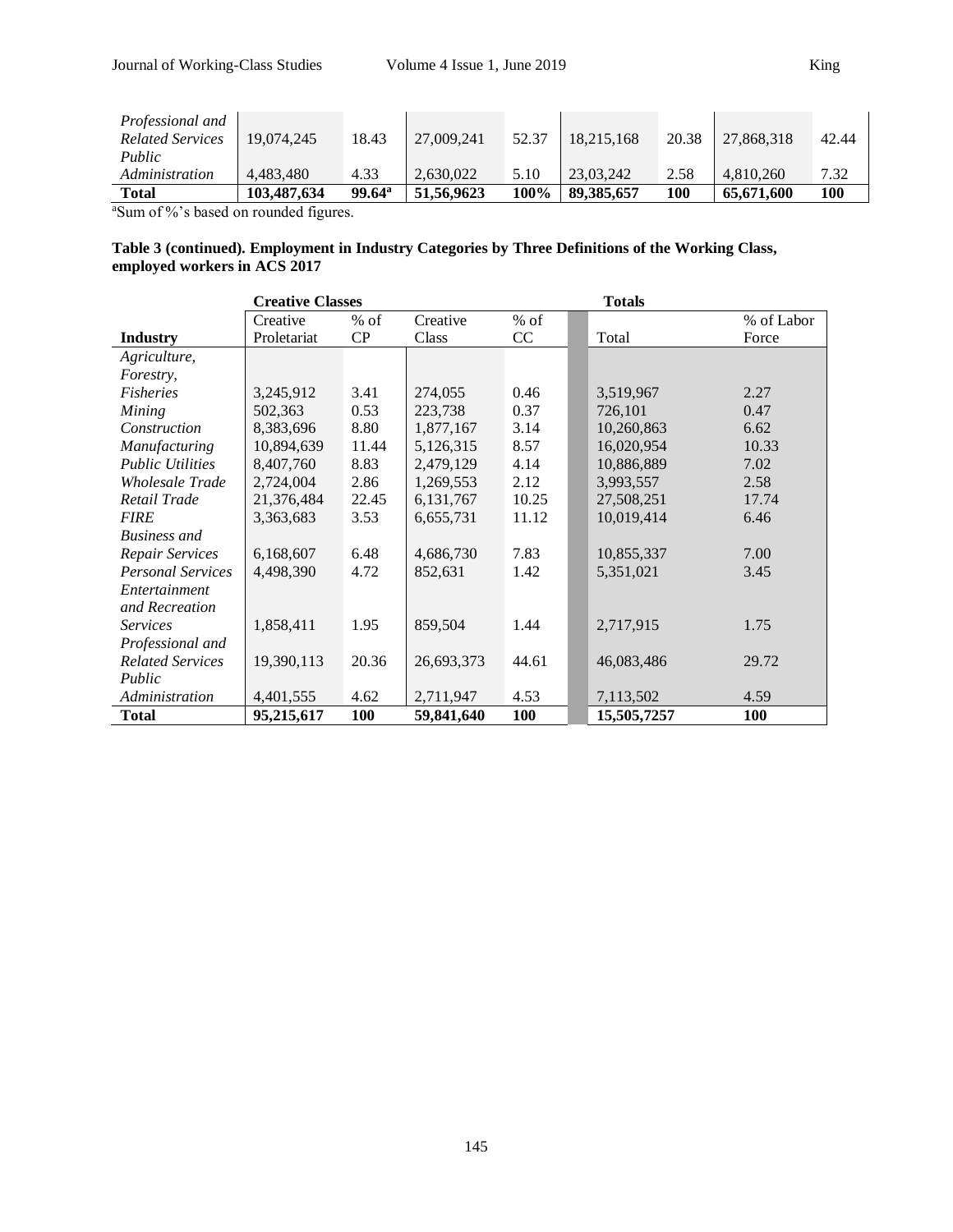| | | | | | | | | |
|---|---|---|---|---|---|---|---|---|
| *Professional and Related Services* | 19,074,245 | 18.43 | 27,009,241 | 52.37 | 18,215,168 | 20.38 | 27,868,318 | 42.44 |
| *Public Administration* | 4,483,480 | 4.33 | 2,630,022 | 5.10 | 23,03,242 | 2.58 | 4,810,260 | 7.32 |
| **Total** | **103,487,634** | **99.64[a]** | **51,56,9623** | **100%** | **89,385,657** | **100** | **65,671,600** | **100** |

[a]Sum of %'s based on rounded figures.

**Table 3 (continued). Employment in Industry Categories by Three Definitions of the Working Class, employed workers in ACS 2017**

| | **Creative Classes** | | | | **Totals** | |
|---|---|---|---|---|---|---|
| **Industry** | Creative Proletariat | % of CP | Creative Class | % of CC | Total | % of Labor Force |
| *Agriculture, Forestry, Fisheries* | 3,245,912 | 3.41 | 274,055 | 0.46 | 3,519,967 | 2.27 |
| *Mining* | 502,363 | 0.53 | 223,738 | 0.37 | 726,101 | 0.47 |
| *Construction* | 8,383,696 | 8.80 | 1,877,167 | 3.14 | 10,260,863 | 6.62 |
| *Manufacturing* | 10,894,639 | 11.44 | 5,126,315 | 8.57 | 16,020,954 | 10.33 |
| *Public Utilities* | 8,407,760 | 8.83 | 2,479,129 | 4.14 | 10,886,889 | 7.02 |
| *Wholesale Trade* | 2,724,004 | 2.86 | 1,269,553 | 2.12 | 3,993,557 | 2.58 |
| *Retail Trade* | 21,376,484 | 22.45 | 6,131,767 | 10.25 | 27,508,251 | 17.74 |
| *FIRE* | 3,363,683 | 3.53 | 6,655,731 | 11.12 | 10,019,414 | 6.46 |
| *Business and Repair Services* | 6,168,607 | 6.48 | 4,686,730 | 7.83 | 10,855,337 | 7.00 |
| *Personal Services* | 4,498,390 | 4.72 | 852,631 | 1.42 | 5,351,021 | 3.45 |
| *Entertainment and Recreation Services* | 1,858,411 | 1.95 | 859,504 | 1.44 | 2,717,915 | 1.75 |
| *Professional and Related Services* | 19,390,113 | 20.36 | 26,693,373 | 44.61 | 46,083,486 | 29.72 |
| *Public Administration* | 4,401,555 | 4.62 | 2,711,947 | 4.53 | 7,113,502 | 4.59 |
| **Total** | **95,215,617** | **100** | **59,841,640** | **100** | **15,505,7257** | **100** |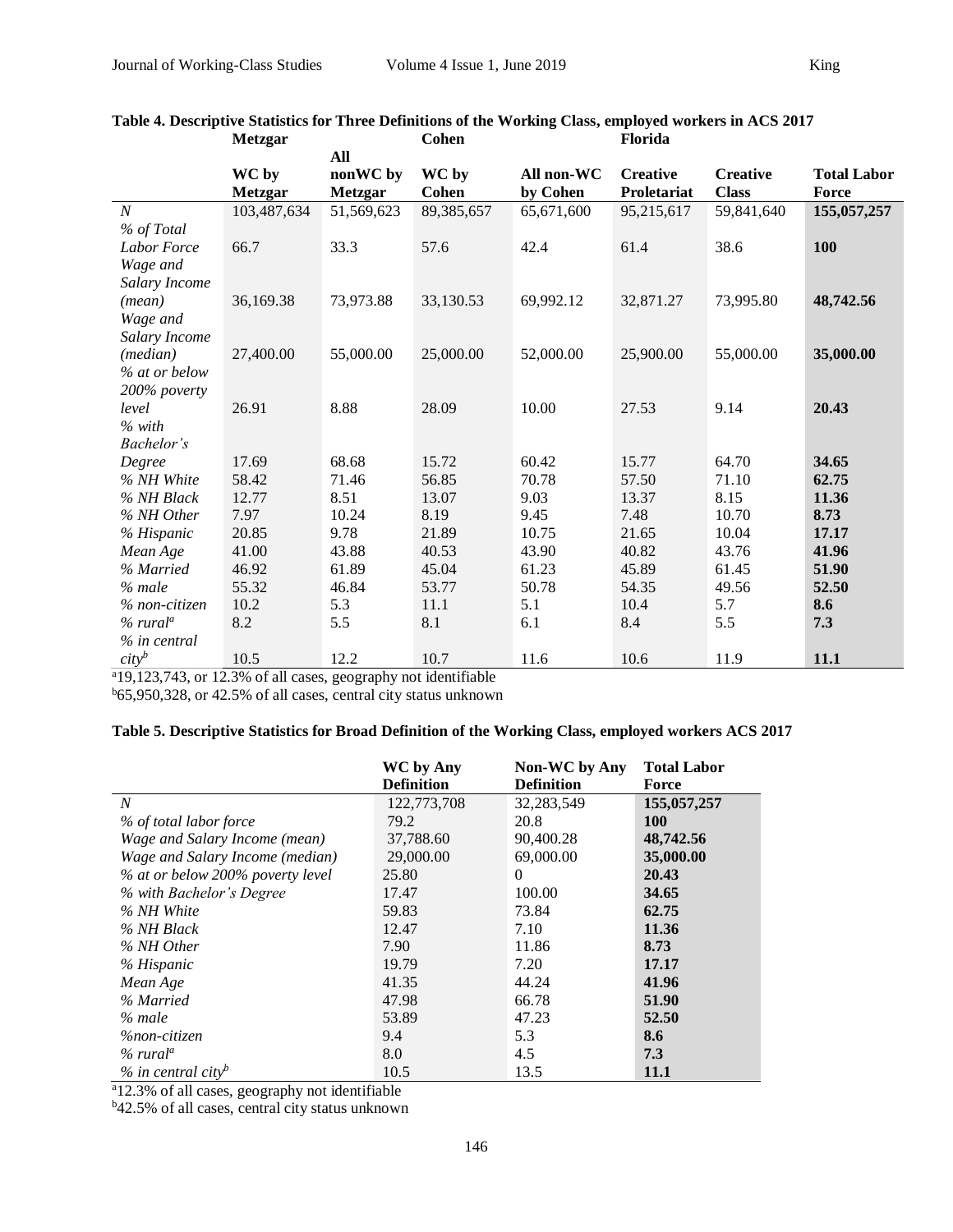**Table 4. Descriptive Statistics for Three Definitions of the Working Class, employed workers in ACS 2017**

| | Metzgar | | Cohen | | Florida | | |
|---|---|---|---|---|---|---|---|
| | WC by Metzgar | All nonWC by Metzgar | WC by Cohen | All non-WC by Cohen | Creative Proletariat | Creative Class | Total Labor Force |
| *N* | 103,487,634 | 51,569,623 | 89,385,657 | 65,671,600 | 95,215,617 | 59,841,640 | **155,057,257** |
| *% of Total Labor Force* | 66.7 | 33.3 | 57.6 | 42.4 | 61.4 | 38.6 | **100** |
| *Wage and Salary Income (mean)* | 36,169.38 | 73,973.88 | 33,130.53 | 69,992.12 | 32,871.27 | 73,995.80 | **48,742.56** |
| *Wage and Salary Income (median)* | 27,400.00 | 55,000.00 | 25,000.00 | 52,000.00 | 25,900.00 | 55,000.00 | **35,000.00** |
| *% at or below 200% poverty level* | 26.91 | 8.88 | 28.09 | 10.00 | 27.53 | 9.14 | **20.43** |
| *% with Bachelor's Degree* | 17.69 | 68.68 | 15.72 | 60.42 | 15.77 | 64.70 | **34.65** |
| *% NH White* | 58.42 | 71.46 | 56.85 | 70.78 | 57.50 | 71.10 | **62.75** |
| *% NH Black* | 12.77 | 8.51 | 13.07 | 9.03 | 13.37 | 8.15 | **11.36** |
| *% NH Other* | 7.97 | 10.24 | 8.19 | 9.45 | 7.48 | 10.70 | **8.73** |
| *% Hispanic* | 20.85 | 9.78 | 21.89 | 10.75 | 21.65 | 10.04 | **17.17** |
| *Mean Age* | 41.00 | 43.88 | 40.53 | 43.90 | 40.82 | 43.76 | **41.96** |
| *% Married* | 46.92 | 61.89 | 45.04 | 61.23 | 45.89 | 61.45 | **51.90** |
| *% male* | 55.32 | 46.84 | 53.77 | 50.78 | 54.35 | 49.56 | **52.50** |
| *% non-citizen* | 10.2 | 5.3 | 11.1 | 5.1 | 10.4 | 5.7 | **8.6** |
| *% rural*[a] | 8.2 | 5.5 | 8.1 | 6.1 | 8.4 | 5.5 | **7.3** |
| *% in central city*[b] | 10.5 | 12.2 | 10.7 | 11.6 | 10.6 | 11.9 | **11.1** |

[a]19,123,743, or 12.3% of all cases, geography not identifiable
[b]65,950,328, or 42.5% of all cases, central city status unknown

**Table 5. Descriptive Statistics for Broad Definition of the Working Class, employed workers ACS 2017**

| | WC by Any Definition | Non-WC by Any Definition | Total Labor Force |
|---|---|---|---|
| *N* | 122,773,708 | 32,283,549 | **155,057,257** |
| *% of total labor force* | 79.2 | 20.8 | **100** |
| *Wage and Salary Income (mean)* | 37,788.60 | 90,400.28 | **48,742.56** |
| *Wage and Salary Income (median)* | 29,000.00 | 69,000.00 | **35,000.00** |
| *% at or below 200% poverty level* | 25.80 | 0 | **20.43** |
| *% with Bachelor's Degree* | 17.47 | 100.00 | **34.65** |
| *% NH White* | 59.83 | 73.84 | **62.75** |
| *% NH Black* | 12.47 | 7.10 | **11.36** |
| *% NH Other* | 7.90 | 11.86 | **8.73** |
| *% Hispanic* | 19.79 | 7.20 | **17.17** |
| *Mean Age* | 41.35 | 44.24 | **41.96** |
| *% Married* | 47.98 | 66.78 | **51.90** |
| *% male* | 53.89 | 47.23 | **52.50** |
| *%non-citizen* | 9.4 | 5.3 | **8.6** |
| *% rural*[a] | 8.0 | 4.5 | **7.3** |
| *% in central city*[b] | 10.5 | 13.5 | **11.1** |

[a]12.3% of all cases, geography not identifiable
[b]42.5% of all cases, central city status unknown